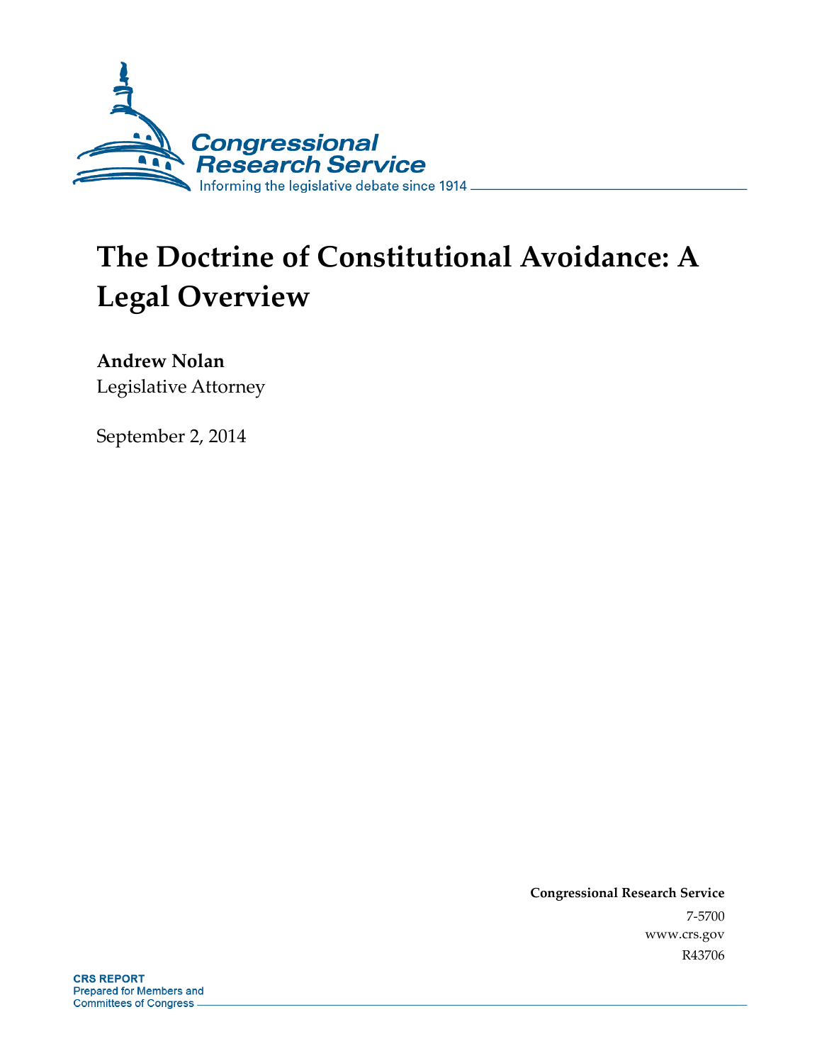Congressional Research Service

Informing the legislative debate since 1914

# The Doctrine of Constitutional Avoidance: A Legal Overview

**Andrew Nolan**
Legislative Attorney

September 2, 2014

**Congressional Research Service**
7-5700
www.crs.gov
R43706

**CRS REPORT**
Prepared for Members and Committees of Congress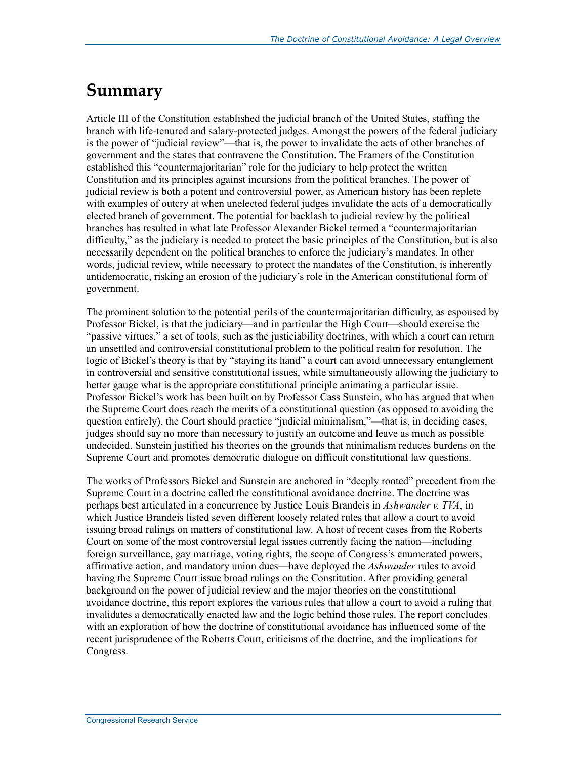# Summary

Article III of the Constitution established the judicial branch of the United States, staffing the branch with life-tenured and salary-protected judges. Amongst the powers of the federal judiciary is the power of "judicial review"—that is, the power to invalidate the acts of other branches of government and the states that contravene the Constitution. The Framers of the Constitution established this "countermajoritarian" role for the judiciary to help protect the written Constitution and its principles against incursions from the political branches. The power of judicial review is both a potent and controversial power, as American history has been replete with examples of outcry at when unelected federal judges invalidate the acts of a democratically elected branch of government. The potential for backlash to judicial review by the political branches has resulted in what late Professor Alexander Bickel termed a "countermajoritarian difficulty," as the judiciary is needed to protect the basic principles of the Constitution, but is also necessarily dependent on the political branches to enforce the judiciary's mandates. In other words, judicial review, while necessary to protect the mandates of the Constitution, is inherently antidemocratic, risking an erosion of the judiciary's role in the American constitutional form of government.

The prominent solution to the potential perils of the countermajoritarian difficulty, as espoused by Professor Bickel, is that the judiciary—and in particular the High Court—should exercise the "passive virtues," a set of tools, such as the justiciability doctrines, with which a court can return an unsettled and controversial constitutional problem to the political realm for resolution. The logic of Bickel's theory is that by "staying its hand" a court can avoid unnecessary entanglement in controversial and sensitive constitutional issues, while simultaneously allowing the judiciary to better gauge what is the appropriate constitutional principle animating a particular issue. Professor Bickel's work has been built on by Professor Cass Sunstein, who has argued that when the Supreme Court does reach the merits of a constitutional question (as opposed to avoiding the question entirely), the Court should practice "judicial minimalism,"—that is, in deciding cases, judges should say no more than necessary to justify an outcome and leave as much as possible undecided. Sunstein justified his theories on the grounds that minimalism reduces burdens on the Supreme Court and promotes democratic dialogue on difficult constitutional law questions.

The works of Professors Bickel and Sunstein are anchored in "deeply rooted" precedent from the Supreme Court in a doctrine called the constitutional avoidance doctrine. The doctrine was perhaps best articulated in a concurrence by Justice Louis Brandeis in *Ashwander v. TVA*, in which Justice Brandeis listed seven different loosely related rules that allow a court to avoid issuing broad rulings on matters of constitutional law. A host of recent cases from the Roberts Court on some of the most controversial legal issues currently facing the nation—including foreign surveillance, gay marriage, voting rights, the scope of Congress's enumerated powers, affirmative action, and mandatory union dues—have deployed the *Ashwander* rules to avoid having the Supreme Court issue broad rulings on the Constitution. After providing general background on the power of judicial review and the major theories on the constitutional avoidance doctrine, this report explores the various rules that allow a court to avoid a ruling that invalidates a democratically enacted law and the logic behind those rules. The report concludes with an exploration of how the doctrine of constitutional avoidance has influenced some of the recent jurisprudence of the Roberts Court, criticisms of the doctrine, and the implications for Congress.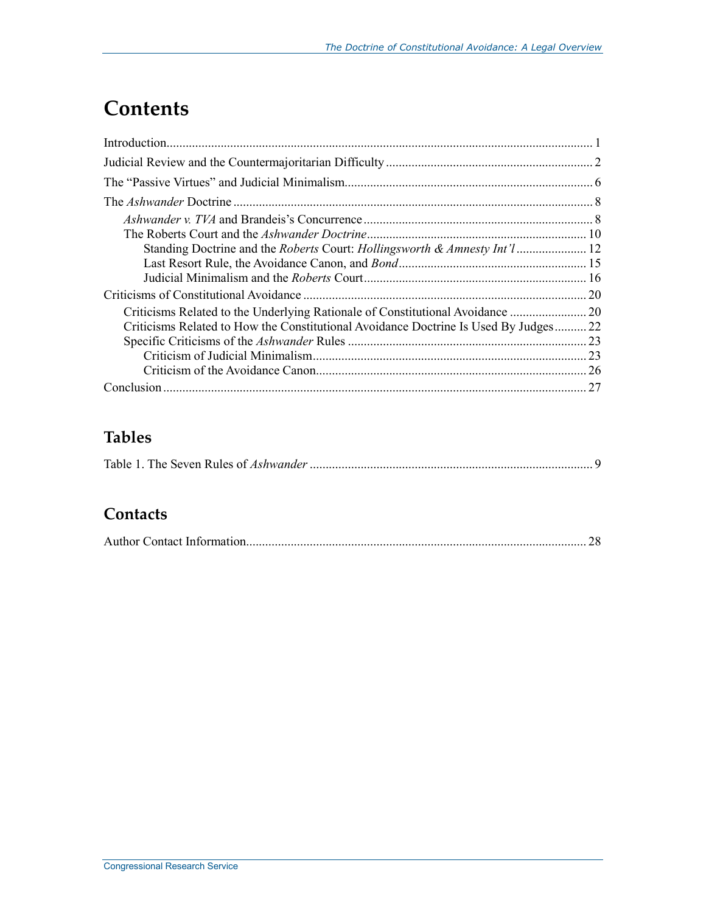# Contents

Introduction ..... 1

Judicial Review and the Countermajoritarian Difficulty ..... 2

The "Passive Virtues" and Judicial Minimalism ..... 6

The *Ashwander* Doctrine ..... 8

- *Ashwander v. TVA* and Brandeis's Concurrence ..... 8
- The Roberts Court and the *Ashwander Doctrine* ..... 10
  - Standing Doctrine and the *Roberts* Court: *Hollingsworth & Amnesty Int'l* ..... 12
  - Last Resort Rule, the Avoidance Canon, and *Bond* ..... 15
  - Judicial Minimalism and the *Roberts* Court ..... 16

Criticisms of Constitutional Avoidance ..... 20

- Criticisms Related to the Underlying Rationale of Constitutional Avoidance ..... 20
- Criticisms Related to How the Constitutional Avoidance Doctrine Is Used By Judges ..... 22
- Specific Criticisms of the *Ashwander* Rules ..... 23
  - Criticism of Judicial Minimalism ..... 23
  - Criticism of the Avoidance Canon ..... 26

Conclusion ..... 27

## Tables

Table 1. The Seven Rules of *Ashwander* ..... 9

## Contacts

Author Contact Information ..... 28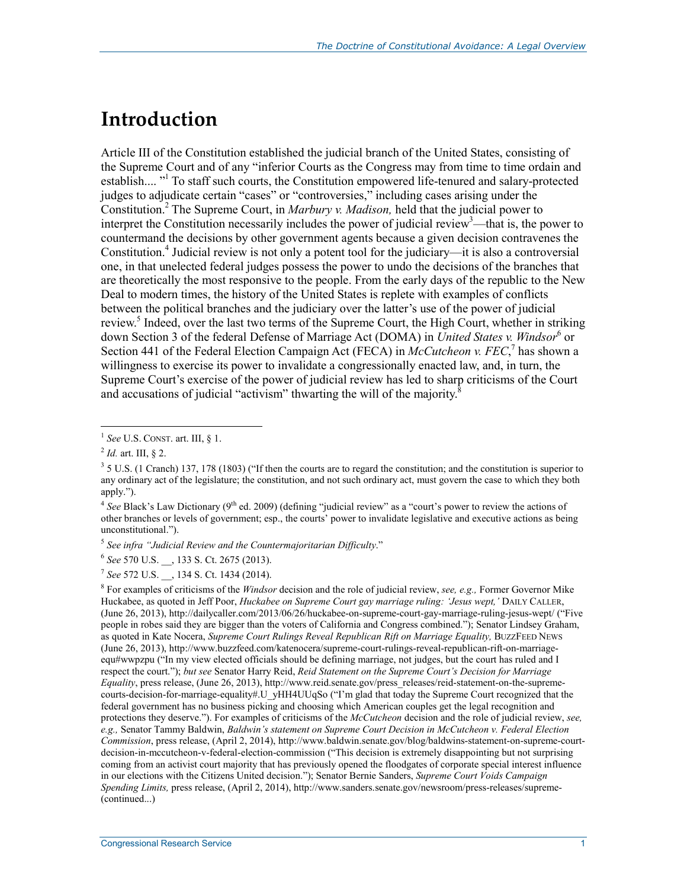# Introduction

Article III of the Constitution established the judicial branch of the United States, consisting of the Supreme Court and of any "inferior Courts as the Congress may from time to time ordain and establish.... "[1] To staff such courts, the Constitution empowered life-tenured and salary-protected judges to adjudicate certain "cases" or "controversies," including cases arising under the Constitution.[2] The Supreme Court, in *Marbury v. Madison,* held that the judicial power to interpret the Constitution necessarily includes the power of judicial review[3]—that is, the power to countermand the decisions by other government agents because a given decision contravenes the Constitution.[4] Judicial review is not only a potent tool for the judiciary—it is also a controversial one, in that unelected federal judges possess the power to undo the decisions of the branches that are theoretically the most responsive to the people. From the early days of the republic to the New Deal to modern times, the history of the United States is replete with examples of conflicts between the political branches and the judiciary over the latter's use of the power of judicial review.[5] Indeed, over the last two terms of the Supreme Court, the High Court, whether in striking down Section 3 of the federal Defense of Marriage Act (DOMA) in *United States v. Windsor*[6] or Section 441 of the Federal Election Campaign Act (FECA) in *McCutcheon v. FEC*,[7] has shown a willingness to exercise its power to invalidate a congressionally enacted law, and, in turn, the Supreme Court's exercise of the power of judicial review has led to sharp criticisms of the Court and accusations of judicial "activism" thwarting the will of the majority.[8]

---

[1] *See* U.S. CONST. art. III, § 1.

[2] *Id.* art. III, § 2.

[3] 5 U.S. (1 Cranch) 137, 178 (1803) ("If then the courts are to regard the constitution; and the constitution is superior to any ordinary act of the legislature; the constitution, and not such ordinary act, must govern the case to which they both apply.").

[4] *See* Black's Law Dictionary (9th ed. 2009) (defining "judicial review" as a "court's power to review the actions of other branches or levels of government; esp., the courts' power to invalidate legislative and executive actions as being unconstitutional.").

[5] *See infra "Judicial Review and the Countermajoritarian Difficulty*."

[6] *See* 570 U.S. __, 133 S. Ct. 2675 (2013).

[7] *See* 572 U.S. __, 134 S. Ct. 1434 (2014).

[8] For examples of criticisms of the *Windsor* decision and the role of judicial review, *see, e.g.,* Former Governor Mike Huckabee, as quoted in Jeff Poor, *Huckabee on Supreme Court gay marriage ruling: 'Jesus wept,'* DAILY CALLER, (June 26, 2013), http://dailycaller.com/2013/06/26/huckabee-on-supreme-court-gay-marriage-ruling-jesus-wept/ ("Five people in robes said they are bigger than the voters of California and Congress combined."); Senator Lindsey Graham, as quoted in Kate Nocera, *Supreme Court Rulings Reveal Republican Rift on Marriage Equality,* BUZZFEED NEWS (June 26, 2013), http://www.buzzfeed.com/katenocera/supreme-court-rulings-reveal-republican-rift-on-marriage-equ#wwpzpu ("In my view elected officials should be defining marriage, not judges, but the court has ruled and I respect the court."); *but see* Senator Harry Reid, *Reid Statement on the Supreme Court's Decision for Marriage Equality*, press release, (June 26, 2013), http://www.reid.senate.gov/press_releases/reid-statement-on-the-supreme-courts-decision-for-marriage-equality#.U_yHH4UUqSo ("I'm glad that today the Supreme Court recognized that the federal government has no business picking and choosing which American couples get the legal recognition and protections they deserve."). For examples of criticisms of the *McCutcheon* decision and the role of judicial review, *see, e.g.,* Senator Tammy Baldwin, *Baldwin's statement on Supreme Court Decision in McCutcheon v. Federal Election Commission*, press release, (April 2, 2014), http://www.baldwin.senate.gov/blog/baldwins-statement-on-supreme-court-decision-in-mccutcheon-v-federal-election-commission ("This decision is extremely disappointing but not surprising coming from an activist court majority that has previously opened the floodgates of corporate special interest influence in our elections with the Citizens United decision."); Senator Bernie Sanders, *Supreme Court Voids Campaign Spending Limits,* press release, (April 2, 2014), http://www.sanders.senate.gov/newsroom/press-releases/supreme-(continued...)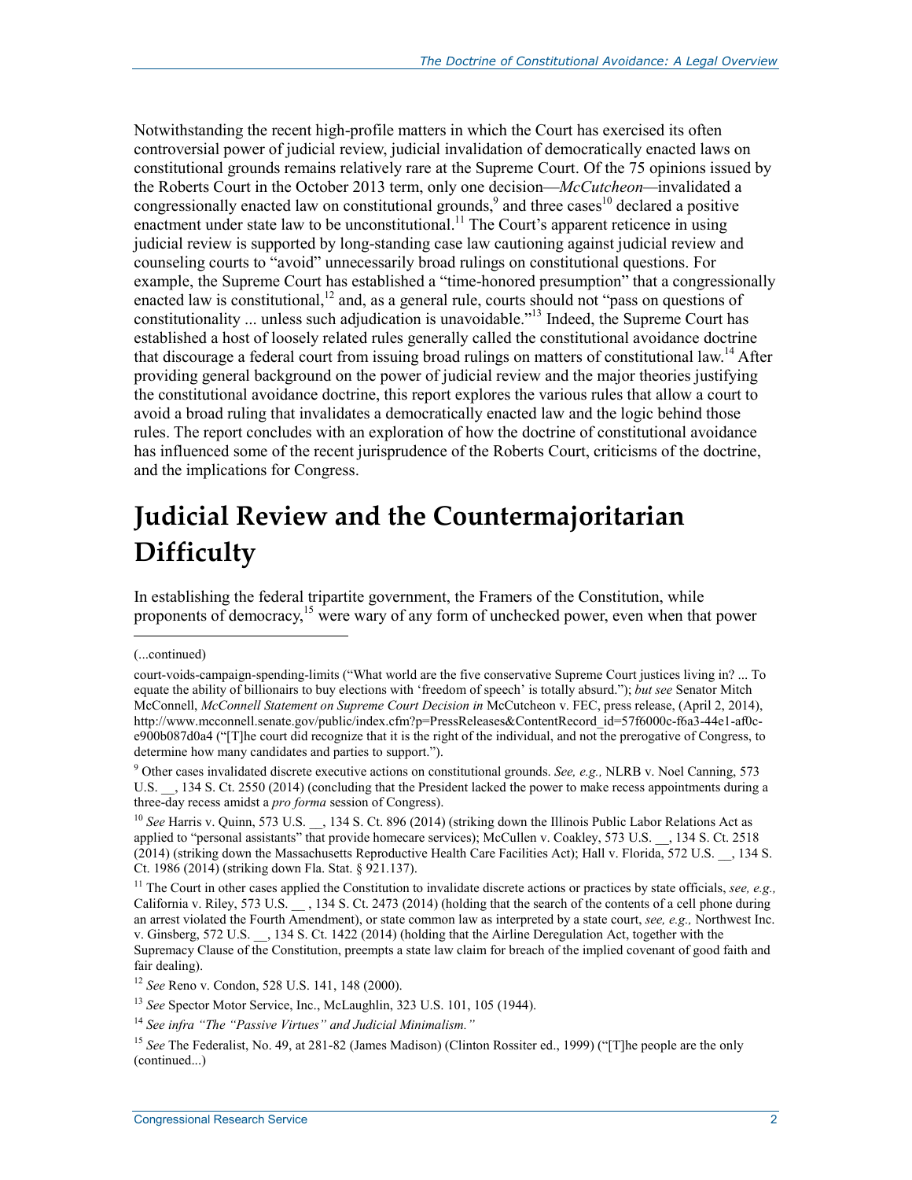Notwithstanding the recent high-profile matters in which the Court has exercised its often controversial power of judicial review, judicial invalidation of democratically enacted laws on constitutional grounds remains relatively rare at the Supreme Court. Of the 75 opinions issued by the Roberts Court in the October 2013 term, only one decision—*McCutcheon*—invalidated a congressionally enacted law on constitutional grounds,[9] and three cases[10] declared a positive enactment under state law to be unconstitutional.[11] The Court's apparent reticence in using judicial review is supported by long-standing case law cautioning against judicial review and counseling courts to "avoid" unnecessarily broad rulings on constitutional questions. For example, the Supreme Court has established a "time-honored presumption" that a congressionally enacted law is constitutional,[12] and, as a general rule, courts should not "pass on questions of constitutionality ... unless such adjudication is unavoidable."[13] Indeed, the Supreme Court has established a host of loosely related rules generally called the constitutional avoidance doctrine that discourage a federal court from issuing broad rulings on matters of constitutional law.[14] After providing general background on the power of judicial review and the major theories justifying the constitutional avoidance doctrine, this report explores the various rules that allow a court to avoid a broad ruling that invalidates a democratically enacted law and the logic behind those rules. The report concludes with an exploration of how the doctrine of constitutional avoidance has influenced some of the recent jurisprudence of the Roberts Court, criticisms of the doctrine, and the implications for Congress.

# Judicial Review and the Countermajoritarian Difficulty

In establishing the federal tripartite government, the Framers of the Constitution, while proponents of democracy,[15] were wary of any form of unchecked power, even when that power

(...continued)

court-voids-campaign-spending-limits ("What world are the five conservative Supreme Court justices living in? ... To equate the ability of billionaires to buy elections with 'freedom of speech' is totally absurd."); *but see* Senator Mitch McConnell, *McConnell Statement on Supreme Court Decision in* McCutcheon v. FEC, press release, (April 2, 2014), http://www.mcconnell.senate.gov/public/index.cfm?p=PressReleases&ContentRecord_id=57f6000c-f6a3-44e1-af0c-e900b087d0a4 ("[T]he court did recognize that it is the right of the individual, and not the prerogative of Congress, to determine how many candidates and parties to support.").

[9] Other cases invalidated discrete executive actions on constitutional grounds. *See, e.g.,* NLRB v. Noel Canning, 573 U.S. __, 134 S. Ct. 2550 (2014) (concluding that the President lacked the power to make recess appointments during a three-day recess amidst a *pro forma* session of Congress).

[10] *See* Harris v. Quinn, 573 U.S. __, 134 S. Ct. 896 (2014) (striking down the Illinois Public Labor Relations Act as applied to "personal assistants" that provide homecare services); McCullen v. Coakley, 573 U.S. __, 134 S. Ct. 2518 (2014) (striking down the Massachusetts Reproductive Health Care Facilities Act); Hall v. Florida, 572 U.S. __, 134 S. Ct. 1986 (2014) (striking down Fla. Stat. § 921.137).

[11] The Court in other cases applied the Constitution to invalidate discrete actions or practices by state officials, *see, e.g.,* California v. Riley, 573 U.S. __ , 134 S. Ct. 2473 (2014) (holding that the search of the contents of a cell phone during an arrest violated the Fourth Amendment), or state common law as interpreted by a state court, *see, e.g.,* Northwest Inc. v. Ginsberg, 572 U.S. __, 134 S. Ct. 1422 (2014) (holding that the Airline Deregulation Act, together with the Supremacy Clause of the Constitution, preempts a state law claim for breach of the implied covenant of good faith and fair dealing).

[12] *See* Reno v. Condon, 528 U.S. 141, 148 (2000).

[13] *See* Spector Motor Service, Inc., McLaughlin, 323 U.S. 101, 105 (1944).

[14] *See infra "The "Passive Virtues" and Judicial Minimalism."*

[15] *See* The Federalist, No. 49, at 281-82 (James Madison) (Clinton Rossiter ed., 1999) ("[T]he people are the only (continued...)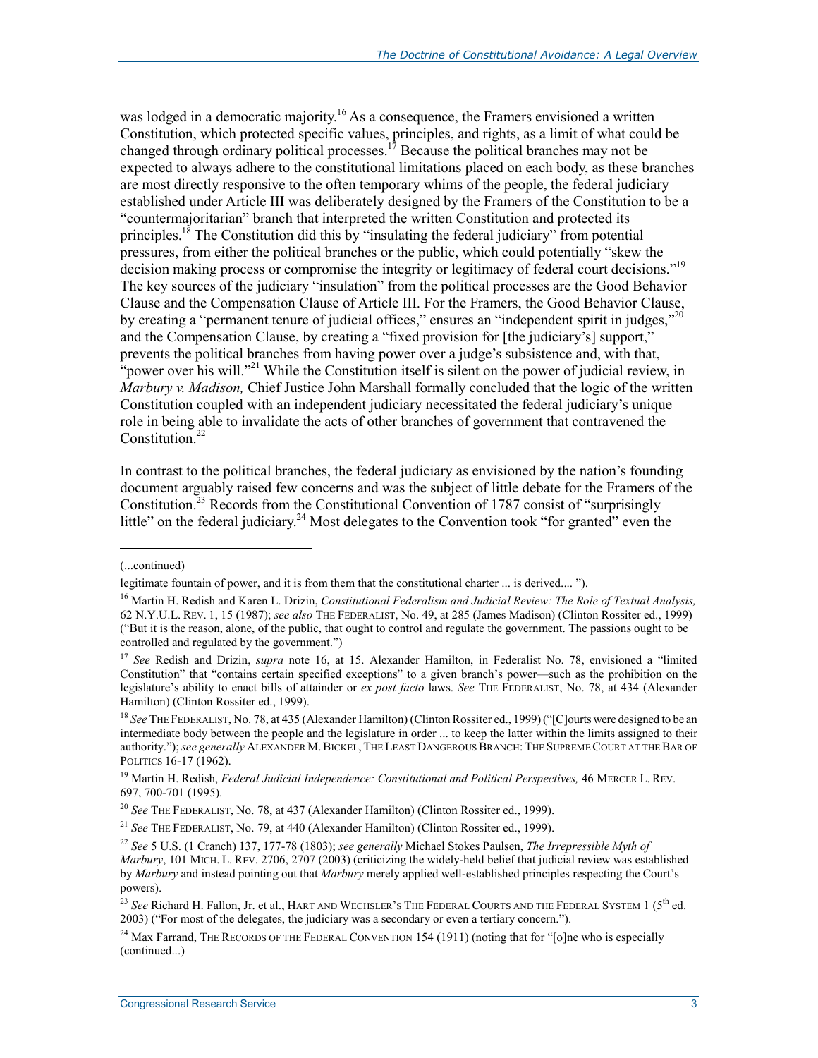was lodged in a democratic majority.[16] As a consequence, the Framers envisioned a written Constitution, which protected specific values, principles, and rights, as a limit of what could be changed through ordinary political processes.[17] Because the political branches may not be expected to always adhere to the constitutional limitations placed on each body, as these branches are most directly responsive to the often temporary whims of the people, the federal judiciary established under Article III was deliberately designed by the Framers of the Constitution to be a "countermajoritarian" branch that interpreted the written Constitution and protected its principles.[18] The Constitution did this by "insulating the federal judiciary" from potential pressures, from either the political branches or the public, which could potentially "skew the decision making process or compromise the integrity or legitimacy of federal court decisions."[19] The key sources of the judiciary "insulation" from the political processes are the Good Behavior Clause and the Compensation Clause of Article III. For the Framers, the Good Behavior Clause, by creating a "permanent tenure of judicial offices," ensures an "independent spirit in judges,"[20] and the Compensation Clause, by creating a "fixed provision for [the judiciary's] support," prevents the political branches from having power over a judge's subsistence and, with that, "power over his will."[21] While the Constitution itself is silent on the power of judicial review, in *Marbury v. Madison,* Chief Justice John Marshall formally concluded that the logic of the written Constitution coupled with an independent judiciary necessitated the federal judiciary's unique role in being able to invalidate the acts of other branches of government that contravened the Constitution.[22]

In contrast to the political branches, the federal judiciary as envisioned by the nation's founding document arguably raised few concerns and was the subject of little debate for the Framers of the Constitution.[23] Records from the Constitutional Convention of 1787 consist of "surprisingly little" on the federal judiciary.[24] Most delegates to the Convention took "for granted" even the

---

(...continued)

legitimate fountain of power, and it is from them that the constitutional charter ... is derived.... ").

[16] Martin H. Redish and Karen L. Drizin, *Constitutional Federalism and Judicial Review: The Role of Textual Analysis,* 62 N.Y.U.L. Rev. 1, 15 (1987); *see also* The Federalist, No. 49, at 285 (James Madison) (Clinton Rossiter ed., 1999) ("But it is the reason, alone, of the public, that ought to control and regulate the government. The passions ought to be controlled and regulated by the government.")

[17] *See* Redish and Drizin, *supra* note 16, at 15. Alexander Hamilton, in Federalist No. 78, envisioned a "limited Constitution" that "contains certain specified exceptions" to a given branch's power—such as the prohibition on the legislature's ability to enact bills of attainder or *ex post facto* laws. *See* The Federalist, No. 78, at 434 (Alexander Hamilton) (Clinton Rossiter ed., 1999).

[18] *See* The Federalist, No. 78, at 435 (Alexander Hamilton) (Clinton Rossiter ed., 1999) ("[C]ourts were designed to be an intermediate body between the people and the legislature in order ... to keep the latter within the limits assigned to their authority."); *see generally* Alexander M. Bickel, The Least Dangerous Branch: The Supreme Court at the Bar of Politics 16-17 (1962).

[19] Martin H. Redish, *Federal Judicial Independence: Constitutional and Political Perspectives,* 46 Mercer L. Rev. 697, 700-701 (1995).

[20] *See* The Federalist, No. 78, at 437 (Alexander Hamilton) (Clinton Rossiter ed., 1999).

[21] *See* The Federalist, No. 79, at 440 (Alexander Hamilton) (Clinton Rossiter ed., 1999).

[22] *See* 5 U.S. (1 Cranch) 137, 177-78 (1803); *see generally* Michael Stokes Paulsen, *The Irrepressible Myth of Marbury*, 101 Mich. L. Rev. 2706, 2707 (2003) (criticizing the widely-held belief that judicial review was established by *Marbury* and instead pointing out that *Marbury* merely applied well-established principles respecting the Court's powers).

[23] *See* Richard H. Fallon, Jr. et al., Hart and Wechsler's The Federal Courts and the Federal System 1 (5th ed. 2003) ("For most of the delegates, the judiciary was a secondary or even a tertiary concern.").

[24] Max Farrand, The Records of the Federal Convention 154 (1911) (noting that for "[o]ne who is especially (continued...)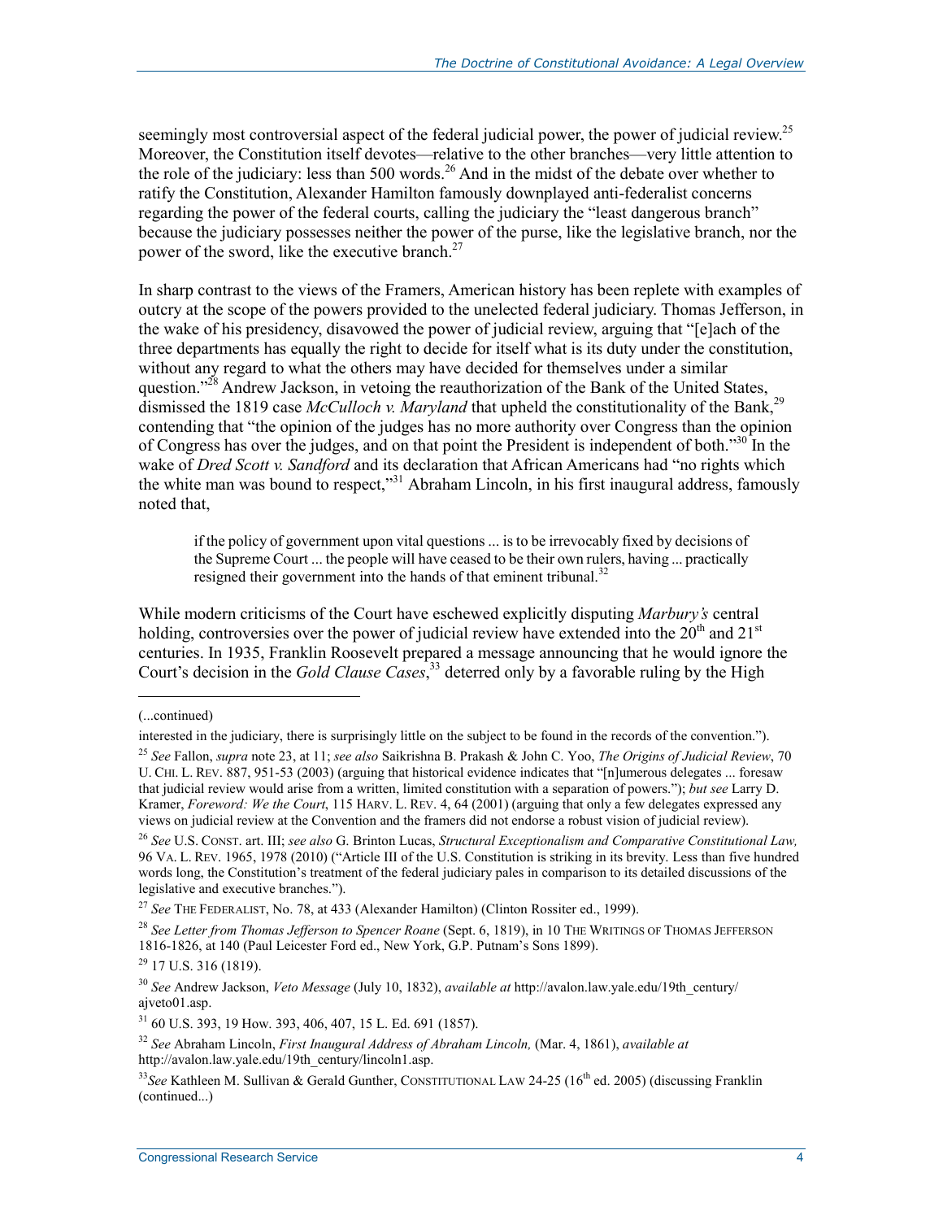seemingly most controversial aspect of the federal judicial power, the power of judicial review.[25] Moreover, the Constitution itself devotes—relative to the other branches—very little attention to the role of the judiciary: less than 500 words.[26] And in the midst of the debate over whether to ratify the Constitution, Alexander Hamilton famously downplayed anti-federalist concerns regarding the power of the federal courts, calling the judiciary the "least dangerous branch" because the judiciary possesses neither the power of the purse, like the legislative branch, nor the power of the sword, like the executive branch.[27]

In sharp contrast to the views of the Framers, American history has been replete with examples of outcry at the scope of the powers provided to the unelected federal judiciary. Thomas Jefferson, in the wake of his presidency, disavowed the power of judicial review, arguing that "[e]ach of the three departments has equally the right to decide for itself what is its duty under the constitution, without any regard to what the others may have decided for themselves under a similar question."[28] Andrew Jackson, in vetoing the reauthorization of the Bank of the United States, dismissed the 1819 case *McCulloch v. Maryland* that upheld the constitutionality of the Bank,[29] contending that "the opinion of the judges has no more authority over Congress than the opinion of Congress has over the judges, and on that point the President is independent of both."[30] In the wake of *Dred Scott v. Sandford* and its declaration that African Americans had "no rights which the white man was bound to respect,"[31] Abraham Lincoln, in his first inaugural address, famously noted that,

> if the policy of government upon vital questions ... is to be irrevocably fixed by decisions of the Supreme Court ... the people will have ceased to be their own rulers, having ... practically resigned their government into the hands of that eminent tribunal.[32]

While modern criticisms of the Court have eschewed explicitly disputing *Marbury's* central holding, controversies over the power of judicial review have extended into the 20th and 21st centuries. In 1935, Franklin Roosevelt prepared a message announcing that he would ignore the Court's decision in the *Gold Clause Cases*,[33] deterred only by a favorable ruling by the High

---

(...continued)

interested in the judiciary, there is surprisingly little on the subject to be found in the records of the convention.").

[25] *See* Fallon, *supra* note 23, at 11; *see also* Saikrishna B. Prakash & John C. Yoo, *The Origins of Judicial Review*, 70 U. CHI. L. REV. 887, 951-53 (2003) (arguing that historical evidence indicates that "[n]umerous delegates ... foresaw that judicial review would arise from a written, limited constitution with a separation of powers."); *but see* Larry D. Kramer, *Foreword: We the Court*, 115 HARV. L. REV. 4, 64 (2001) (arguing that only a few delegates expressed any views on judicial review at the Convention and the framers did not endorse a robust vision of judicial review).

[26] *See* U.S. CONST. art. III; *see also* G. Brinton Lucas, *Structural Exceptionalism and Comparative Constitutional Law,* 96 VA. L. REV. 1965, 1978 (2010) ("Article III of the U.S. Constitution is striking in its brevity. Less than five hundred words long, the Constitution's treatment of the federal judiciary pales in comparison to its detailed discussions of the legislative and executive branches.").

[27] *See* THE FEDERALIST, No. 78, at 433 (Alexander Hamilton) (Clinton Rossiter ed., 1999).

[28] *See Letter from Thomas Jefferson to Spencer Roane* (Sept. 6, 1819), in 10 THE WRITINGS OF THOMAS JEFFERSON 1816-1826, at 140 (Paul Leicester Ford ed., New York, G.P. Putnam's Sons 1899).

[29] 17 U.S. 316 (1819).

[30] *See* Andrew Jackson, *Veto Message* (July 10, 1832), *available at* http://avalon.law.yale.edu/19th_century/ajveto01.asp.

[31] 60 U.S. 393, 19 How. 393, 406, 407, 15 L. Ed. 691 (1857).

[32] *See* Abraham Lincoln, *First Inaugural Address of Abraham Lincoln,* (Mar. 4, 1861), *available at* http://avalon.law.yale.edu/19th_century/lincoln1.asp.

[33] *See* Kathleen M. Sullivan & Gerald Gunther, CONSTITUTIONAL LAW 24-25 (16th ed. 2005) (discussing Franklin (continued...)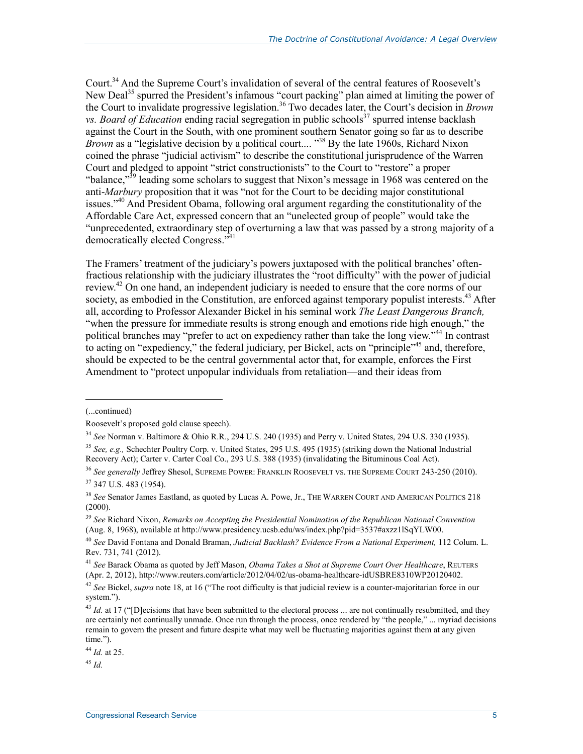Court.[34] And the Supreme Court's invalidation of several of the central features of Roosevelt's New Deal[35] spurred the President's infamous "court packing" plan aimed at limiting the power of the Court to invalidate progressive legislation.[36] Two decades later, the Court's decision in *Brown vs. Board of Education* ending racial segregation in public schools[37] spurred intense backlash against the Court in the South, with one prominent southern Senator going so far as to describe *Brown* as a "legislative decision by a political court.... "[38] By the late 1960s, Richard Nixon coined the phrase "judicial activism" to describe the constitutional jurisprudence of the Warren Court and pledged to appoint "strict constructionists" to the Court to "restore" a proper "balance,"[39] leading some scholars to suggest that Nixon's message in 1968 was centered on the anti-*Marbury* proposition that it was "not for the Court to be deciding major constitutional issues."[40] And President Obama, following oral argument regarding the constitutionality of the Affordable Care Act, expressed concern that an "unelected group of people" would take the "unprecedented, extraordinary step of overturning a law that was passed by a strong majority of a democratically elected Congress."[41]

The Framers' treatment of the judiciary's powers juxtaposed with the political branches' often-fractious relationship with the judiciary illustrates the "root difficulty" with the power of judicial review.[42] On one hand, an independent judiciary is needed to ensure that the core norms of our society, as embodied in the Constitution, are enforced against temporary populist interests.[43] After all, according to Professor Alexander Bickel in his seminal work *The Least Dangerous Branch,* "when the pressure for immediate results is strong enough and emotions ride high enough," the political branches may "prefer to act on expediency rather than take the long view."[44] In contrast to acting on "expediency," the federal judiciary, per Bickel, acts on "principle"[45] and, therefore, should be expected to be the central governmental actor that, for example, enforces the First Amendment to "protect unpopular individuals from retaliation—and their ideas from

---

(...continued)

Roosevelt's proposed gold clause speech).

[34] *See* Norman v. Baltimore & Ohio R.R., 294 U.S. 240 (1935) and Perry v. United States, 294 U.S. 330 (1935).

[35] *See, e.g.,* Schechter Poultry Corp. v. United States, 295 U.S. 495 (1935) (striking down the National Industrial Recovery Act); Carter v. Carter Coal Co., 293 U.S. 388 (1935) (invalidating the Bituminous Coal Act).

[36] *See generally* Jeffrey Shesol, SUPREME POWER: FRANKLIN ROOSEVELT VS. THE SUPREME COURT 243-250 (2010).

[37] 347 U.S. 483 (1954).

[38] *See* Senator James Eastland, as quoted by Lucas A. Powe, Jr., THE WARREN COURT AND AMERICAN POLITICS 218 (2000).

[39] *See* Richard Nixon, *Remarks on Accepting the Presidential Nomination of the Republican National Convention* (Aug. 8, 1968), available at http://www.presidency.ucsb.edu/ws/index.php?pid=3537#axzz1lSqYLW00.

[40] *See* David Fontana and Donald Braman, *Judicial Backlash? Evidence From a National Experiment,* 112 Colum. L. Rev. 731, 741 (2012).

[41] *See* Barack Obama as quoted by Jeff Mason, *Obama Takes a Shot at Supreme Court Over Healthcare*, REUTERS (Apr. 2, 2012), http://www.reuters.com/article/2012/04/02/us-obama-healthcare-idUSBRE8310WP20120402.

[42] *See* Bickel, *supra* note 18, at 16 ("The root difficulty is that judicial review is a counter-majoritarian force in our system.").

[43] *Id.* at 17 ("[D]ecisions that have been submitted to the electoral process ... are not continually resubmitted, and they are certainly not continually unmade. Once run through the process, once rendered by "the people," ... myriad decisions remain to govern the present and future despite what may well be fluctuating majorities against them at any given time.").

[44] *Id.* at 25.

[45] *Id.*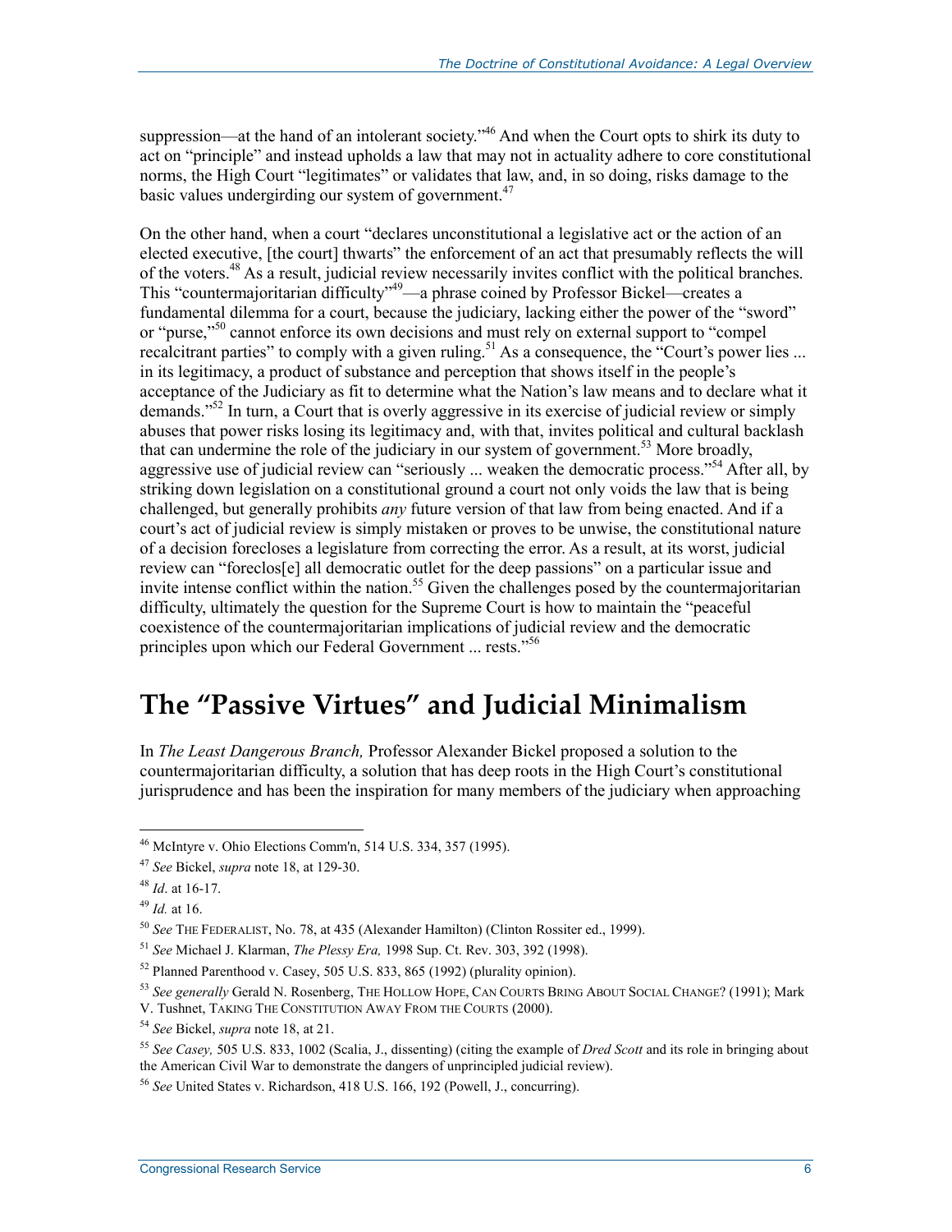suppression—at the hand of an intolerant society."[46] And when the Court opts to shirk its duty to act on "principle" and instead upholds a law that may not in actuality adhere to core constitutional norms, the High Court "legitimates" or validates that law, and, in so doing, risks damage to the basic values undergirding our system of government.[47]

On the other hand, when a court "declares unconstitutional a legislative act or the action of an elected executive, [the court] thwarts" the enforcement of an act that presumably reflects the will of the voters.[48] As a result, judicial review necessarily invites conflict with the political branches. This "countermajoritarian difficulty"[49]—a phrase coined by Professor Bickel—creates a fundamental dilemma for a court, because the judiciary, lacking either the power of the "sword" or "purse,"[50] cannot enforce its own decisions and must rely on external support to "compel recalcitrant parties" to comply with a given ruling.[51] As a consequence, the "Court's power lies ... in its legitimacy, a product of substance and perception that shows itself in the people's acceptance of the Judiciary as fit to determine what the Nation's law means and to declare what it demands."[52] In turn, a Court that is overly aggressive in its exercise of judicial review or simply abuses that power risks losing its legitimacy and, with that, invites political and cultural backlash that can undermine the role of the judiciary in our system of government.[53] More broadly, aggressive use of judicial review can "seriously ... weaken the democratic process."[54] After all, by striking down legislation on a constitutional ground a court not only voids the law that is being challenged, but generally prohibits *any* future version of that law from being enacted. And if a court's act of judicial review is simply mistaken or proves to be unwise, the constitutional nature of a decision forecloses a legislature from correcting the error. As a result, at its worst, judicial review can "foreclos[e] all democratic outlet for the deep passions" on a particular issue and invite intense conflict within the nation.[55] Given the challenges posed by the countermajoritarian difficulty, ultimately the question for the Supreme Court is how to maintain the "peaceful coexistence of the countermajoritarian implications of judicial review and the democratic principles upon which our Federal Government ... rests."[56]

# The "Passive Virtues" and Judicial Minimalism

In *The Least Dangerous Branch,* Professor Alexander Bickel proposed a solution to the countermajoritarian difficulty, a solution that has deep roots in the High Court's constitutional jurisprudence and has been the inspiration for many members of the judiciary when approaching

---

[46] McIntyre v. Ohio Elections Comm'n, 514 U.S. 334, 357 (1995).

[47] *See* Bickel, *supra* note 18, at 129-30.

[48] *Id*. at 16-17.

[49] *Id.* at 16.

[50] *See* THE FEDERALIST, No. 78, at 435 (Alexander Hamilton) (Clinton Rossiter ed., 1999).

[51] *See* Michael J. Klarman, *The Plessy Era,* 1998 Sup. Ct. Rev. 303, 392 (1998).

[52] Planned Parenthood v. Casey, 505 U.S. 833, 865 (1992) (plurality opinion).

[53] *See generally* Gerald N. Rosenberg, THE HOLLOW HOPE, CAN COURTS BRING ABOUT SOCIAL CHANGE? (1991); Mark V. Tushnet, TAKING THE CONSTITUTION AWAY FROM THE COURTS (2000).

[54] *See* Bickel, *supra* note 18, at 21.

[55] *See Casey,* 505 U.S. 833, 1002 (Scalia, J., dissenting) (citing the example of *Dred Scott* and its role in bringing about the American Civil War to demonstrate the dangers of unprincipled judicial review).

[56] *See* United States v. Richardson, 418 U.S. 166, 192 (Powell, J., concurring).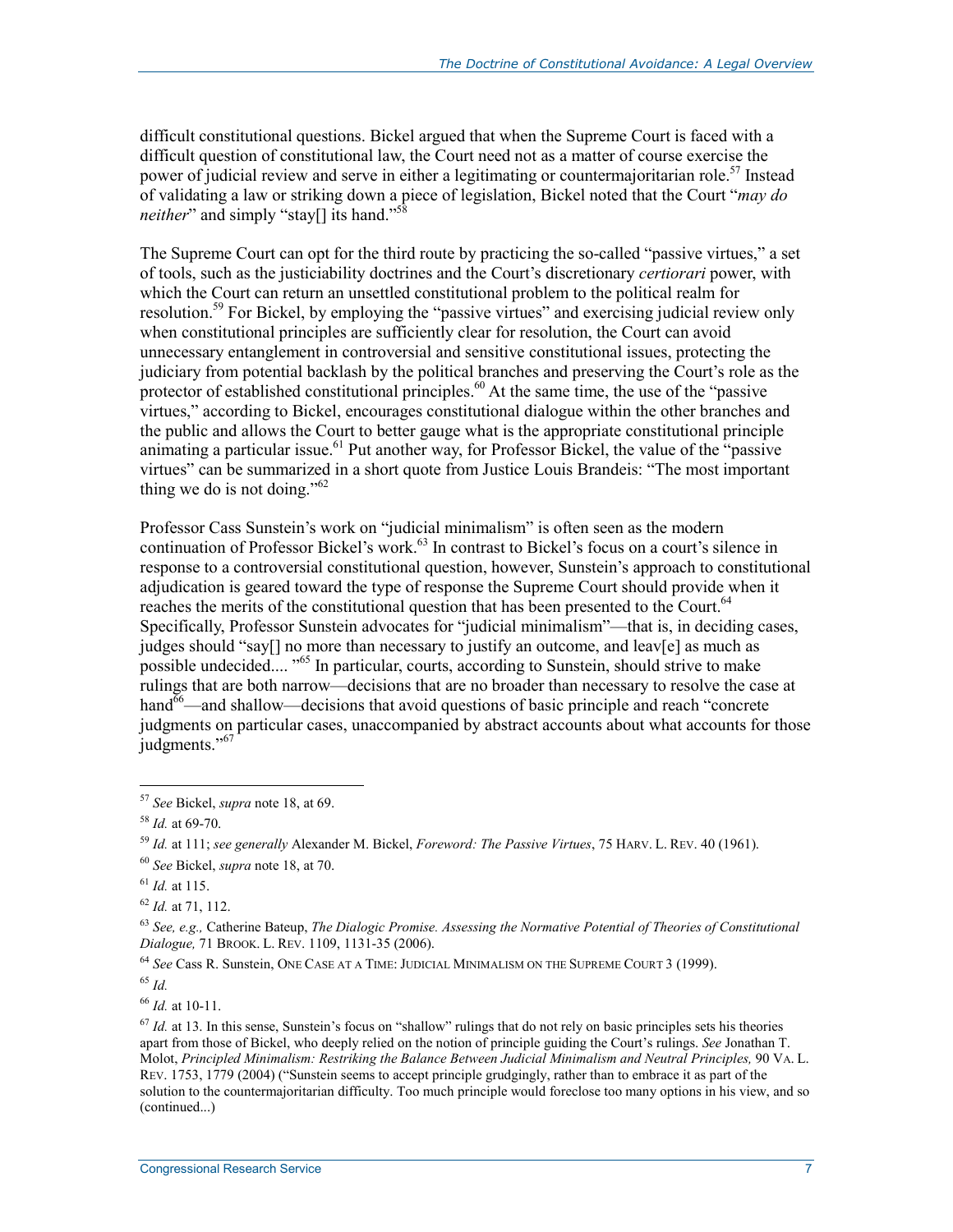difficult constitutional questions. Bickel argued that when the Supreme Court is faced with a difficult question of constitutional law, the Court need not as a matter of course exercise the power of judicial review and serve in either a legitimating or countermajoritarian role.[57] Instead of validating a law or striking down a piece of legislation, Bickel noted that the Court "*may do neither*" and simply "stay[] its hand."[58]

The Supreme Court can opt for the third route by practicing the so-called "passive virtues," a set of tools, such as the justiciability doctrines and the Court's discretionary *certiorari* power, with which the Court can return an unsettled constitutional problem to the political realm for resolution.[59] For Bickel, by employing the "passive virtues" and exercising judicial review only when constitutional principles are sufficiently clear for resolution, the Court can avoid unnecessary entanglement in controversial and sensitive constitutional issues, protecting the judiciary from potential backlash by the political branches and preserving the Court's role as the protector of established constitutional principles.[60] At the same time, the use of the "passive virtues," according to Bickel, encourages constitutional dialogue within the other branches and the public and allows the Court to better gauge what is the appropriate constitutional principle animating a particular issue.[61] Put another way, for Professor Bickel, the value of the "passive virtues" can be summarized in a short quote from Justice Louis Brandeis: "The most important thing we do is not doing."[62]

Professor Cass Sunstein's work on "judicial minimalism" is often seen as the modern continuation of Professor Bickel's work.[63] In contrast to Bickel's focus on a court's silence in response to a controversial constitutional question, however, Sunstein's approach to constitutional adjudication is geared toward the type of response the Supreme Court should provide when it reaches the merits of the constitutional question that has been presented to the Court.[64] Specifically, Professor Sunstein advocates for "judicial minimalism"—that is, in deciding cases, judges should "say[] no more than necessary to justify an outcome, and leav[e] as much as possible undecided.... "[65] In particular, courts, according to Sunstein, should strive to make rulings that are both narrow—decisions that are no broader than necessary to resolve the case at hand[66]—and shallow—decisions that avoid questions of basic principle and reach "concrete judgments on particular cases, unaccompanied by abstract accounts about what accounts for those judgments."[67]

---

[57] *See* Bickel, *supra* note 18, at 69.

[58] *Id.* at 69-70.

[59] *Id.* at 111; *see generally* Alexander M. Bickel, *Foreword: The Passive Virtues*, 75 HARV. L. REV. 40 (1961).

[60] *See* Bickel, *supra* note 18, at 70.

[61] *Id.* at 115.

[62] *Id.* at 71, 112.

[63] *See, e.g.,* Catherine Bateup, *The Dialogic Promise. Assessing the Normative Potential of Theories of Constitutional Dialogue,* 71 BROOK. L. REV. 1109, 1131-35 (2006).

[64] *See* Cass R. Sunstein, ONE CASE AT A TIME: JUDICIAL MINIMALISM ON THE SUPREME COURT 3 (1999).

[65] *Id.*

[66] *Id.* at 10-11.

[67] *Id.* at 13. In this sense, Sunstein's focus on "shallow" rulings that do not rely on basic principles sets his theories apart from those of Bickel, who deeply relied on the notion of principle guiding the Court's rulings. *See* Jonathan T. Molot, *Principled Minimalism: Restriking the Balance Between Judicial Minimalism and Neutral Principles,* 90 VA. L. REV. 1753, 1779 (2004) ("Sunstein seems to accept principle grudgingly, rather than to embrace it as part of the solution to the countermajoritarian difficulty. Too much principle would foreclose too many options in his view, and so (continued...)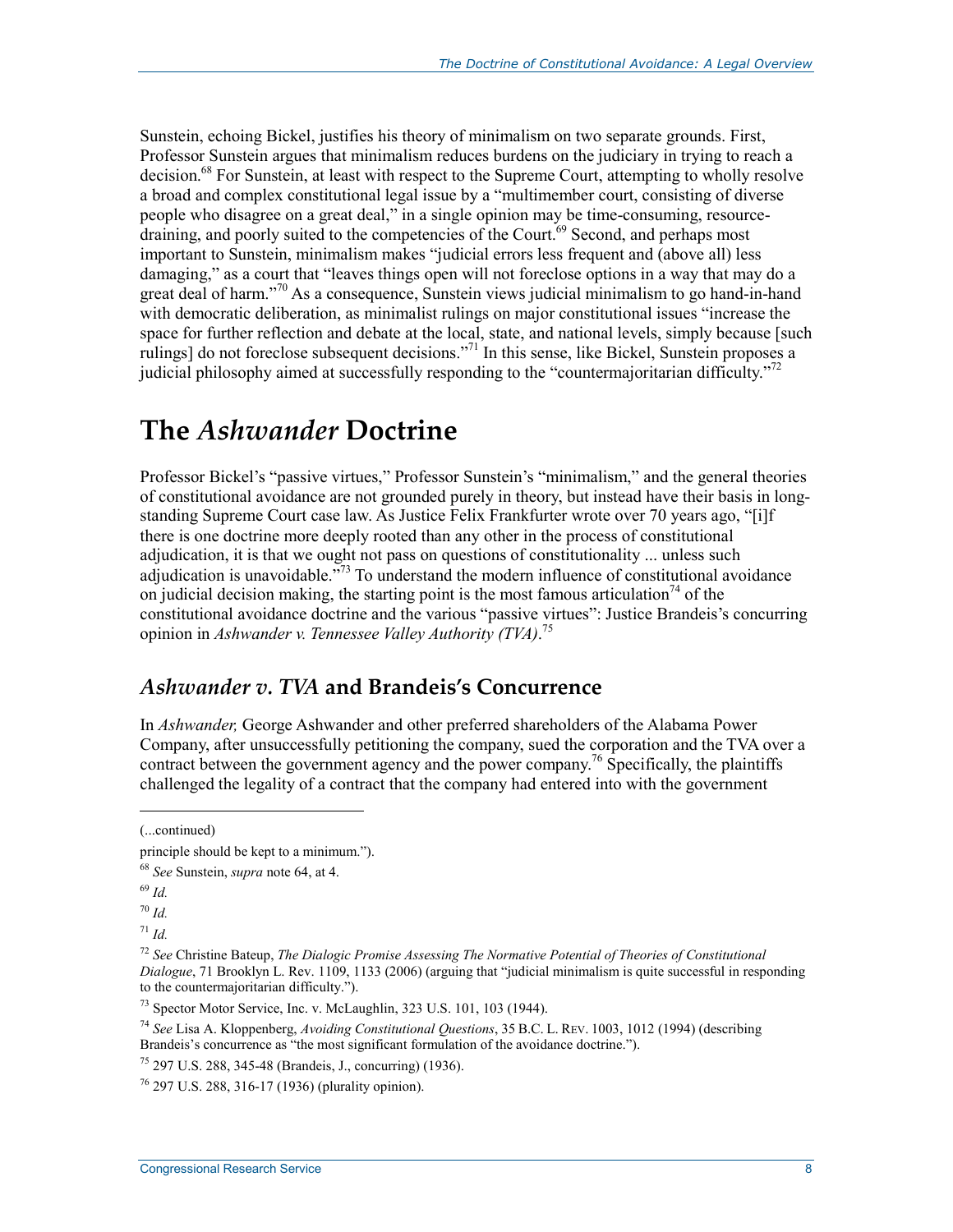Sunstein, echoing Bickel, justifies his theory of minimalism on two separate grounds. First, Professor Sunstein argues that minimalism reduces burdens on the judiciary in trying to reach a decision.[68] For Sunstein, at least with respect to the Supreme Court, attempting to wholly resolve a broad and complex constitutional legal issue by a "multimember court, consisting of diverse people who disagree on a great deal," in a single opinion may be time-consuming, resource-draining, and poorly suited to the competencies of the Court.[69] Second, and perhaps most important to Sunstein, minimalism makes "judicial errors less frequent and (above all) less damaging," as a court that "leaves things open will not foreclose options in a way that may do a great deal of harm."[70] As a consequence, Sunstein views judicial minimalism to go hand-in-hand with democratic deliberation, as minimalist rulings on major constitutional issues "increase the space for further reflection and debate at the local, state, and national levels, simply because [such rulings] do not foreclose subsequent decisions."[71] In this sense, like Bickel, Sunstein proposes a judicial philosophy aimed at successfully responding to the "countermajoritarian difficulty."[72]

# The *Ashwander* Doctrine

Professor Bickel's "passive virtues," Professor Sunstein's "minimalism," and the general theories of constitutional avoidance are not grounded purely in theory, but instead have their basis in long-standing Supreme Court case law. As Justice Felix Frankfurter wrote over 70 years ago, "[i]f there is one doctrine more deeply rooted than any other in the process of constitutional adjudication, it is that we ought not pass on questions of constitutionality ... unless such adjudication is unavoidable."[73] To understand the modern influence of constitutional avoidance on judicial decision making, the starting point is the most famous articulation[74] of the constitutional avoidance doctrine and the various "passive virtues": Justice Brandeis's concurring opinion in *Ashwander v. Tennessee Valley Authority (TVA)*.[75]

## *Ashwander v. TVA* and Brandeis's Concurrence

In *Ashwander,* George Ashwander and other preferred shareholders of the Alabama Power Company, after unsuccessfully petitioning the company, sued the corporation and the TVA over a contract between the government agency and the power company.[76] Specifically, the plaintiffs challenged the legality of a contract that the company had entered into with the government

(...continued)

principle should be kept to a minimum.").

[68] *See* Sunstein, *supra* note 64, at 4.

[69] *Id.*

[70] *Id.*

[71] *Id.*

[72] *See* Christine Bateup, *The Dialogic Promise Assessing The Normative Potential of Theories of Constitutional Dialogue*, 71 Brooklyn L. Rev. 1109, 1133 (2006) (arguing that "judicial minimalism is quite successful in responding to the countermajoritarian difficulty.").

[73] Spector Motor Service, Inc. v. McLaughlin, 323 U.S. 101, 103 (1944).

[74] *See* Lisa A. Kloppenberg, *Avoiding Constitutional Questions*, 35 B.C. L. REV. 1003, 1012 (1994) (describing Brandeis's concurrence as "the most significant formulation of the avoidance doctrine.").

[75] 297 U.S. 288, 345-48 (Brandeis, J., concurring) (1936).

[76] 297 U.S. 288, 316-17 (1936) (plurality opinion).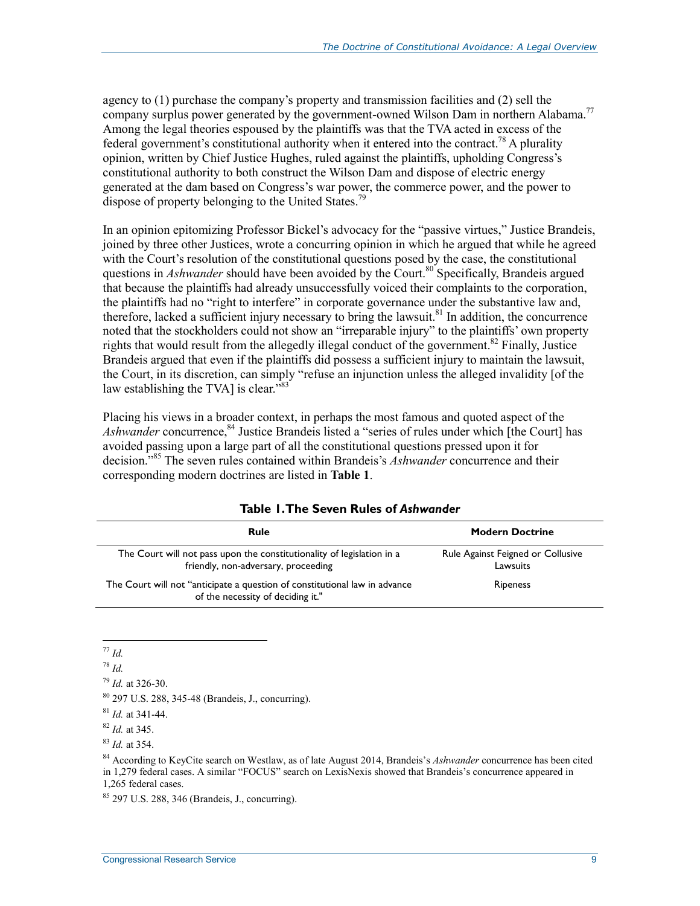agency to (1) purchase the company's property and transmission facilities and (2) sell the company surplus power generated by the government-owned Wilson Dam in northern Alabama.[77] Among the legal theories espoused by the plaintiffs was that the TVA acted in excess of the federal government's constitutional authority when it entered into the contract.[78] A plurality opinion, written by Chief Justice Hughes, ruled against the plaintiffs, upholding Congress's constitutional authority to both construct the Wilson Dam and dispose of electric energy generated at the dam based on Congress's war power, the commerce power, and the power to dispose of property belonging to the United States.[79]

In an opinion epitomizing Professor Bickel's advocacy for the "passive virtues," Justice Brandeis, joined by three other Justices, wrote a concurring opinion in which he argued that while he agreed with the Court's resolution of the constitutional questions posed by the case, the constitutional questions in *Ashwander* should have been avoided by the Court.[80] Specifically, Brandeis argued that because the plaintiffs had already unsuccessfully voiced their complaints to the corporation, the plaintiffs had no "right to interfere" in corporate governance under the substantive law and, therefore, lacked a sufficient injury necessary to bring the lawsuit.[81] In addition, the concurrence noted that the stockholders could not show an "irreparable injury" to the plaintiffs' own property rights that would result from the allegedly illegal conduct of the government.[82] Finally, Justice Brandeis argued that even if the plaintiffs did possess a sufficient injury to maintain the lawsuit, the Court, in its discretion, can simply "refuse an injunction unless the alleged invalidity [of the law establishing the TVA] is clear."[83]

Placing his views in a broader context, in perhaps the most famous and quoted aspect of the *Ashwander* concurrence,[84] Justice Brandeis listed a "series of rules under which [the Court] has avoided passing upon a large part of all the constitutional questions pressed upon it for decision."[85] The seven rules contained within Brandeis's *Ashwander* concurrence and their corresponding modern doctrines are listed in **Table 1**.

**Table 1. The Seven Rules of *Ashwander***

| Rule | Modern Doctrine |
|---|---|
| The Court will not pass upon the constitutionality of legislation in a friendly, non-adversary, proceeding | Rule Against Feigned or Collusive Lawsuits |
| The Court will not "anticipate a question of constitutional law in advance of the necessity of deciding it." | Ripeness |

[77] *Id.*

[78] *Id.*

[79] *Id.* at 326-30.

[80] 297 U.S. 288, 345-48 (Brandeis, J., concurring).

[81] *Id.* at 341-44.

[82] *Id.* at 345.

[83] *Id.* at 354.

[84] According to KeyCite search on Westlaw, as of late August 2014, Brandeis's *Ashwander* concurrence has been cited in 1,279 federal cases. A similar "FOCUS" search on LexisNexis showed that Brandeis's concurrence appeared in 1,265 federal cases.

[85] 297 U.S. 288, 346 (Brandeis, J., concurring).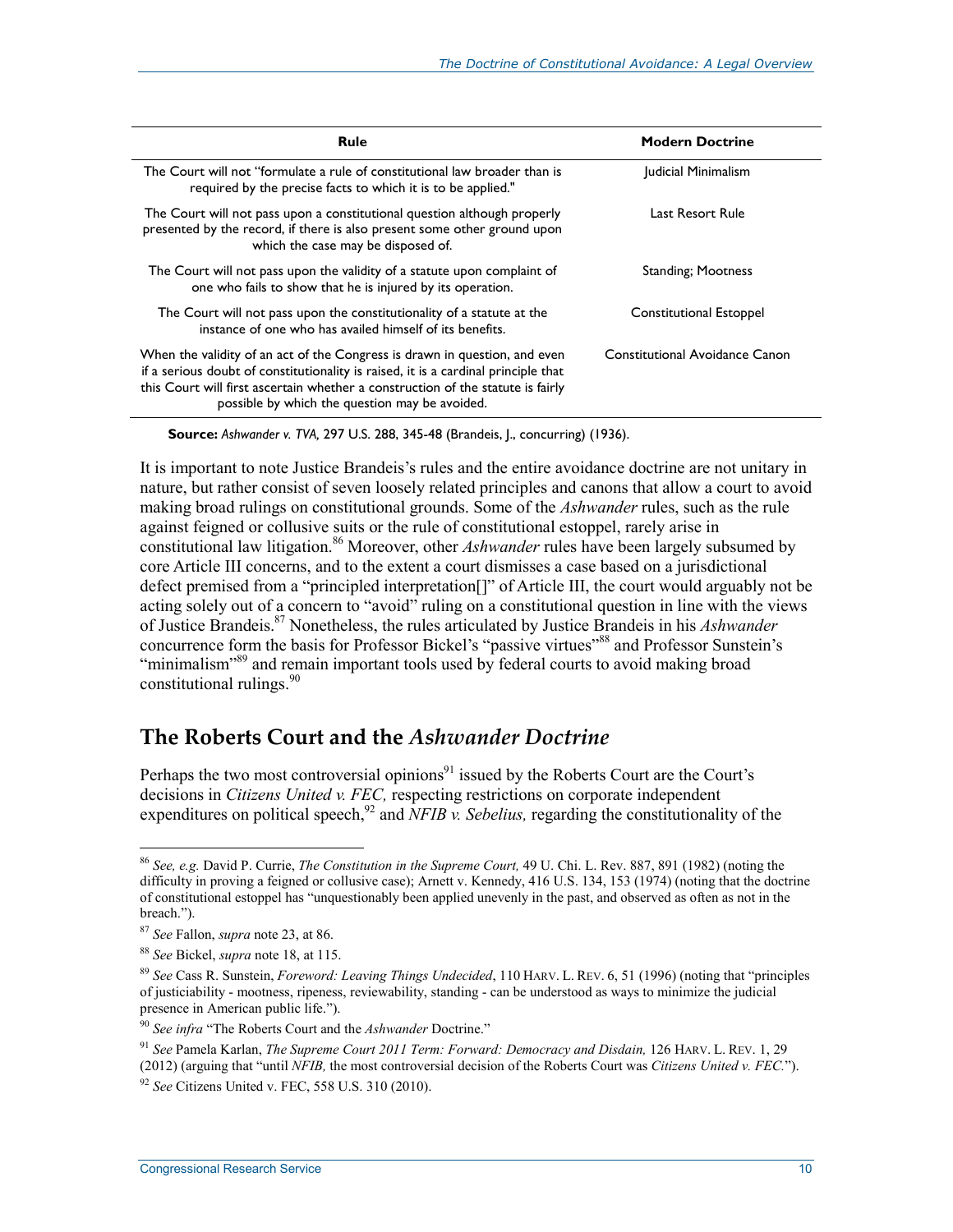| Rule | Modern Doctrine |
|---|---|
| The Court will not "formulate a rule of constitutional law broader than is required by the precise facts to which it is to be applied." | Judicial Minimalism |
| The Court will not pass upon a constitutional question although properly presented by the record, if there is also present some other ground upon which the case may be disposed of. | Last Resort Rule |
| The Court will not pass upon the validity of a statute upon complaint of one who fails to show that he is injured by its operation. | Standing; Mootness |
| The Court will not pass upon the constitutionality of a statute at the instance of one who has availed himself of its benefits. | Constitutional Estoppel |
| When the validity of an act of the Congress is drawn in question, and even if a serious doubt of constitutionality is raised, it is a cardinal principle that this Court will first ascertain whether a construction of the statute is fairly possible by which the question may be avoided. | Constitutional Avoidance Canon |

**Source:** *Ashwander v. TVA,* 297 U.S. 288, 345-48 (Brandeis, J., concurring) (1936).

It is important to note Justice Brandeis's rules and the entire avoidance doctrine are not unitary in nature, but rather consist of seven loosely related principles and canons that allow a court to avoid making broad rulings on constitutional grounds. Some of the *Ashwander* rules, such as the rule against feigned or collusive suits or the rule of constitutional estoppel, rarely arise in constitutional law litigation.[86] Moreover, other *Ashwander* rules have been largely subsumed by core Article III concerns, and to the extent a court dismisses a case based on a jurisdictional defect premised from a "principled interpretation[]" of Article III, the court would arguably not be acting solely out of a concern to "avoid" ruling on a constitutional question in line with the views of Justice Brandeis.[87] Nonetheless, the rules articulated by Justice Brandeis in his *Ashwander* concurrence form the basis for Professor Bickel's "passive virtues"[88] and Professor Sunstein's "minimalism"[89] and remain important tools used by federal courts to avoid making broad constitutional rulings.[90]

## The Roberts Court and the *Ashwander Doctrine*

Perhaps the two most controversial opinions[91] issued by the Roberts Court are the Court's decisions in *Citizens United v. FEC,* respecting restrictions on corporate independent expenditures on political speech,[92] and *NFIB v. Sebelius,* regarding the constitutionality of the

---

[86] *See, e.g.* David P. Currie, *The Constitution in the Supreme Court,* 49 U. Chi. L. Rev. 887, 891 (1982) (noting the difficulty in proving a feigned or collusive case); Arnett v. Kennedy, 416 U.S. 134, 153 (1974) (noting that the doctrine of constitutional estoppel has "unquestionably been applied unevenly in the past, and observed as often as not in the breach.").

[87] *See* Fallon, *supra* note 23, at 86.

[88] *See* Bickel, *supra* note 18, at 115.

[89] *See* Cass R. Sunstein, *Foreword: Leaving Things Undecided*, 110 HARV. L. REV. 6, 51 (1996) (noting that "principles of justiciability - mootness, ripeness, reviewability, standing - can be understood as ways to minimize the judicial presence in American public life.").

[90] *See infra* "The Roberts Court and the *Ashwander* Doctrine."

[91] *See* Pamela Karlan, *The Supreme Court 2011 Term: Forward: Democracy and Disdain,* 126 HARV. L. REV. 1, 29 (2012) (arguing that "until *NFIB,* the most controversial decision of the Roberts Court was *Citizens United v. FEC.*").

[92] *See* Citizens United v. FEC, 558 U.S. 310 (2010).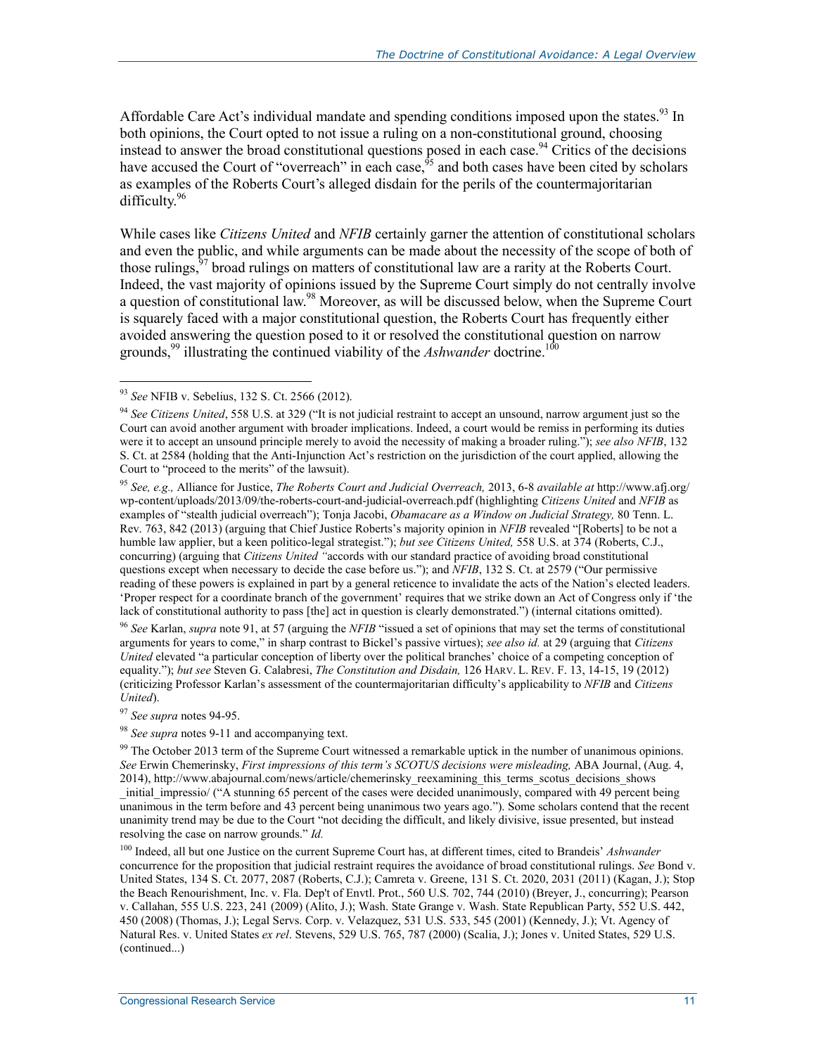Affordable Care Act's individual mandate and spending conditions imposed upon the states.[93] In both opinions, the Court opted to not issue a ruling on a non-constitutional ground, choosing instead to answer the broad constitutional questions posed in each case.[94] Critics of the decisions have accused the Court of "overreach" in each case,[95] and both cases have been cited by scholars as examples of the Roberts Court's alleged disdain for the perils of the countermajoritarian difficulty.[96]

While cases like *Citizens United* and *NFIB* certainly garner the attention of constitutional scholars and even the public, and while arguments can be made about the necessity of the scope of both of those rulings,[97] broad rulings on matters of constitutional law are a rarity at the Roberts Court. Indeed, the vast majority of opinions issued by the Supreme Court simply do not centrally involve a question of constitutional law.[98] Moreover, as will be discussed below, when the Supreme Court is squarely faced with a major constitutional question, the Roberts Court has frequently either avoided answering the question posed to it or resolved the constitutional question on narrow grounds,[99] illustrating the continued viability of the *Ashwander* doctrine.[100]

---

[93] *See* NFIB v. Sebelius, 132 S. Ct. 2566 (2012).

[94] *See Citizens United*, 558 U.S. at 329 ("It is not judicial restraint to accept an unsound, narrow argument just so the Court can avoid another argument with broader implications. Indeed, a court would be remiss in performing its duties were it to accept an unsound principle merely to avoid the necessity of making a broader ruling."); *see also NFIB*, 132 S. Ct. at 2584 (holding that the Anti-Injunction Act's restriction on the jurisdiction of the court applied, allowing the Court to "proceed to the merits" of the lawsuit).

[95] *See, e.g.,* Alliance for Justice, *The Roberts Court and Judicial Overreach,* 2013, 6-8 *available at* http://www.afj.org/wp-content/uploads/2013/09/the-roberts-court-and-judicial-overreach.pdf (highlighting *Citizens United* and *NFIB* as examples of "stealth judicial overreach"); Tonja Jacobi, *Obamacare as a Window on Judicial Strategy,* 80 Tenn. L. Rev. 763, 842 (2013) (arguing that Chief Justice Roberts's majority opinion in *NFIB* revealed "[Roberts] to be not a humble law applier, but a keen politico-legal strategist."); *but see Citizens United,* 558 U.S. at 374 (Roberts, C.J., concurring) (arguing that *Citizens United "*accords with our standard practice of avoiding broad constitutional questions except when necessary to decide the case before us."); and *NFIB*, 132 S. Ct. at 2579 ("Our permissive reading of these powers is explained in part by a general reticence to invalidate the acts of the Nation's elected leaders. 'Proper respect for a coordinate branch of the government' requires that we strike down an Act of Congress only if 'the lack of constitutional authority to pass [the] act in question is clearly demonstrated.") (internal citations omitted).

[96] *See* Karlan, *supra* note 91, at 57 (arguing the *NFIB* "issued a set of opinions that may set the terms of constitutional arguments for years to come," in sharp contrast to Bickel's passive virtues); *see also id.* at 29 (arguing that *Citizens United* elevated "a particular conception of liberty over the political branches' choice of a competing conception of equality."); *but see* Steven G. Calabresi, *The Constitution and Disdain,* 126 HARV. L. REV. F. 13, 14-15, 19 (2012) (criticizing Professor Karlan's assessment of the countermajoritarian difficulty's applicability to *NFIB* and *Citizens United*).

[97] *See supra* notes 94-95.

[98] *See supra* notes 9-11 and accompanying text.

[99] The October 2013 term of the Supreme Court witnessed a remarkable uptick in the number of unanimous opinions. *See* Erwin Chemerinsky, *First impressions of this term's SCOTUS decisions were misleading,* ABA Journal, (Aug. 4, 2014), http://www.abajournal.com/news/article/chemerinsky_reexamining_this_terms_scotus_decisions_shows_initial_impressio/ ("A stunning 65 percent of the cases were decided unanimously, compared with 49 percent being unanimous in the term before and 43 percent being unanimous two years ago."). Some scholars contend that the recent unanimity trend may be due to the Court "not deciding the difficult, and likely divisive, issue presented, but instead resolving the case on narrow grounds." *Id.*

[100] Indeed, all but one Justice on the current Supreme Court has, at different times, cited to Brandeis' *Ashwander* concurrence for the proposition that judicial restraint requires the avoidance of broad constitutional rulings. *See* Bond v. United States, 134 S. Ct. 2077, 2087 (Roberts, C.J.); Camreta v. Greene, 131 S. Ct. 2020, 2031 (2011) (Kagan, J.); Stop the Beach Renourishment, Inc. v. Fla. Dep't of Envtl. Prot., 560 U.S. 702, 744 (2010) (Breyer, J., concurring); Pearson v. Callahan, 555 U.S. 223, 241 (2009) (Alito, J.); Wash. State Grange v. Wash. State Republican Party, 552 U.S. 442, 450 (2008) (Thomas, J.); Legal Servs. Corp. v. Velazquez, 531 U.S. 533, 545 (2001) (Kennedy, J.); Vt. Agency of Natural Res. v. United States *ex rel*. Stevens, 529 U.S. 765, 787 (2000) (Scalia, J.); Jones v. United States, 529 U.S. (continued...)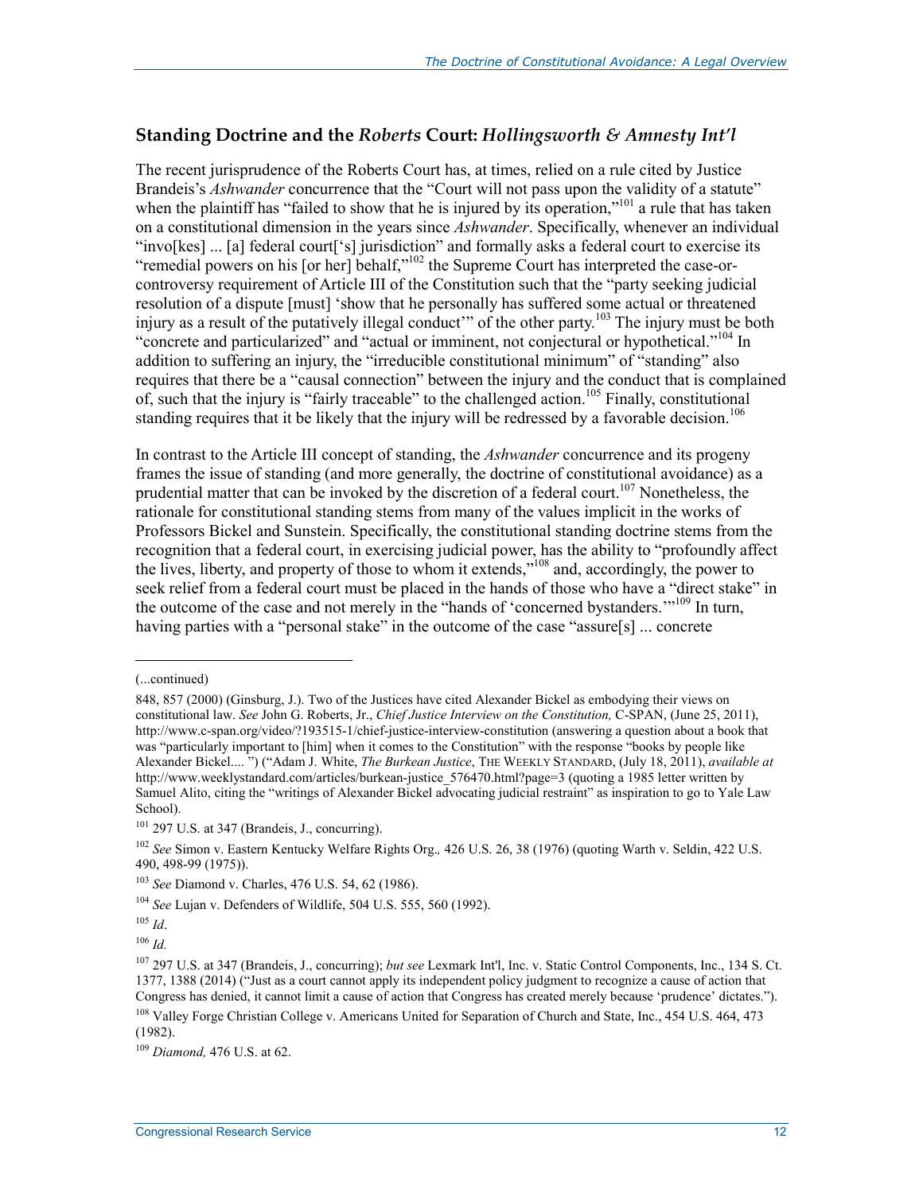## Standing Doctrine and the *Roberts* Court: *Hollingsworth & Amnesty Int'l*

The recent jurisprudence of the Roberts Court has, at times, relied on a rule cited by Justice Brandeis's *Ashwander* concurrence that the "Court will not pass upon the validity of a statute" when the plaintiff has "failed to show that he is injured by its operation,"[101] a rule that has taken on a constitutional dimension in the years since *Ashwander*. Specifically, whenever an individual "invo[kes] ... [a] federal court['s] jurisdiction" and formally asks a federal court to exercise its "remedial powers on his [or her] behalf,"[102] the Supreme Court has interpreted the case-or-controversy requirement of Article III of the Constitution such that the "party seeking judicial resolution of a dispute [must] 'show that he personally has suffered some actual or threatened injury as a result of the putatively illegal conduct'" of the other party.[103] The injury must be both "concrete and particularized" and "actual or imminent, not conjectural or hypothetical."[104] In addition to suffering an injury, the "irreducible constitutional minimum" of "standing" also requires that there be a "causal connection" between the injury and the conduct that is complained of, such that the injury is "fairly traceable" to the challenged action.[105] Finally, constitutional standing requires that it be likely that the injury will be redressed by a favorable decision.[106]

In contrast to the Article III concept of standing, the *Ashwander* concurrence and its progeny frames the issue of standing (and more generally, the doctrine of constitutional avoidance) as a prudential matter that can be invoked by the discretion of a federal court.[107] Nonetheless, the rationale for constitutional standing stems from many of the values implicit in the works of Professors Bickel and Sunstein. Specifically, the constitutional standing doctrine stems from the recognition that a federal court, in exercising judicial power, has the ability to "profoundly affect the lives, liberty, and property of those to whom it extends,"[108] and, accordingly, the power to seek relief from a federal court must be placed in the hands of those who have a "direct stake" in the outcome of the case and not merely in the "hands of 'concerned bystanders.'"[109] In turn, having parties with a "personal stake" in the outcome of the case "assure[s] ... concrete

---

(...continued)

848, 857 (2000) (Ginsburg, J.). Two of the Justices have cited Alexander Bickel as embodying their views on constitutional law. *See* John G. Roberts, Jr., *Chief Justice Interview on the Constitution,* C-SPAN, (June 25, 2011), http://www.c-span.org/video/?193515-1/chief-justice-interview-constitution (answering a question about a book that was "particularly important to [him] when it comes to the Constitution" with the response "books by people like Alexander Bickel.... ") ("Adam J. White, *The Burkean Justice*, THE WEEKLY STANDARD, (July 18, 2011), *available at* http://www.weeklystandard.com/articles/burkean-justice_576470.html?page=3 (quoting a 1985 letter written by Samuel Alito, citing the "writings of Alexander Bickel advocating judicial restraint" as inspiration to go to Yale Law School).

[101] 297 U.S. at 347 (Brandeis, J., concurring).

[102] *See* Simon v. Eastern Kentucky Welfare Rights Org.*,* 426 U.S. 26, 38 (1976) (quoting Warth v. Seldin, 422 U.S. 490, 498-99 (1975)).

[103] *See* Diamond v. Charles, 476 U.S. 54, 62 (1986).

[104] *See* Lujan v. Defenders of Wildlife, 504 U.S. 555, 560 (1992).

[105] *Id*.

[106] *Id.*

[107] 297 U.S. at 347 (Brandeis, J., concurring); *but see* Lexmark Int'l, Inc. v. Static Control Components, Inc., 134 S. Ct. 1377, 1388 (2014) ("Just as a court cannot apply its independent policy judgment to recognize a cause of action that Congress has denied, it cannot limit a cause of action that Congress has created merely because 'prudence' dictates.").

[108] Valley Forge Christian College v. Americans United for Separation of Church and State, Inc., 454 U.S. 464, 473 (1982).

[109] *Diamond,* 476 U.S. at 62.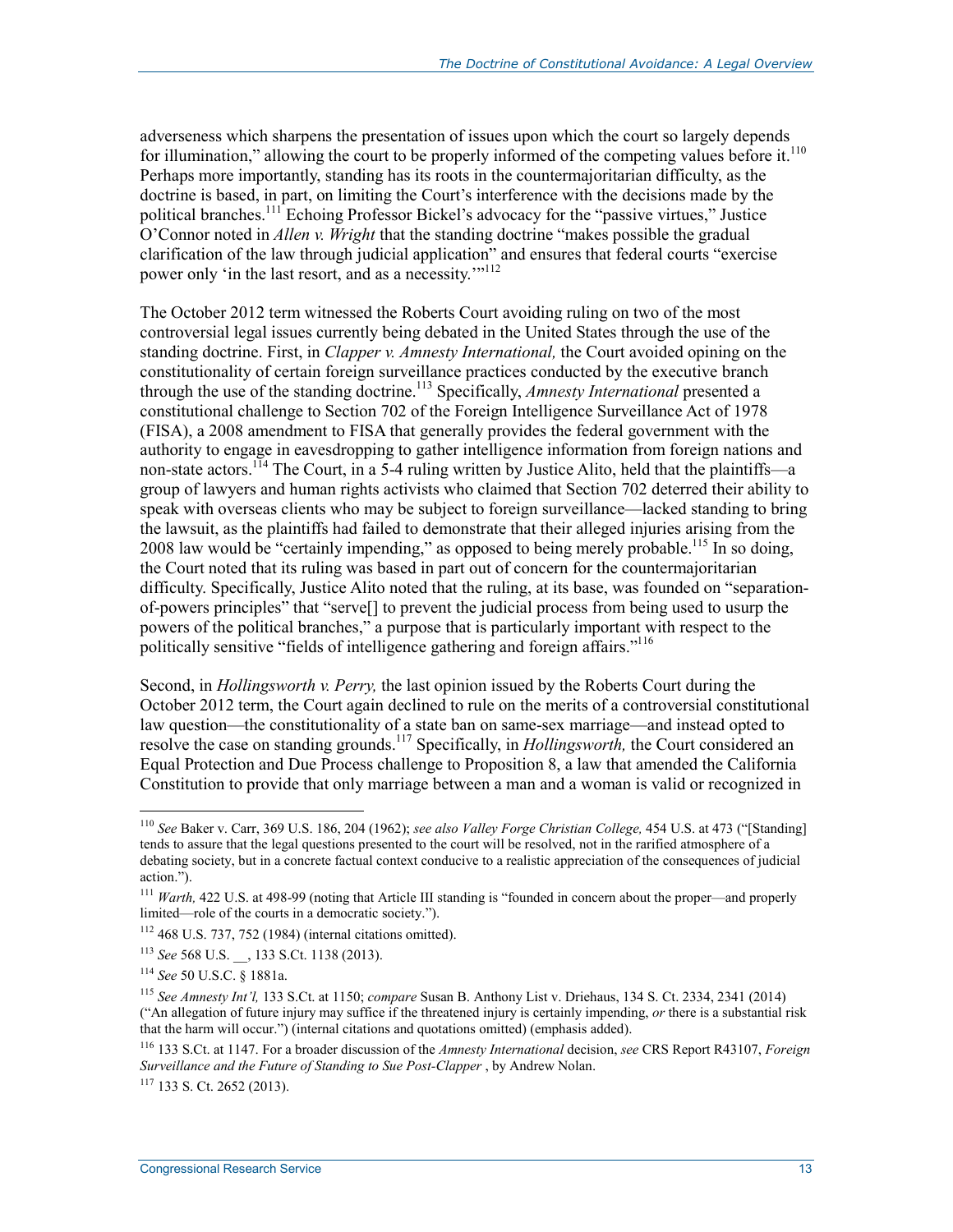adverseness which sharpens the presentation of issues upon which the court so largely depends for illumination," allowing the court to be properly informed of the competing values before it.[110] Perhaps more importantly, standing has its roots in the countermajoritarian difficulty, as the doctrine is based, in part, on limiting the Court's interference with the decisions made by the political branches.[111] Echoing Professor Bickel's advocacy for the "passive virtues," Justice O'Connor noted in *Allen v. Wright* that the standing doctrine "makes possible the gradual clarification of the law through judicial application" and ensures that federal courts "exercise power only 'in the last resort, and as a necessity.'"[112]

The October 2012 term witnessed the Roberts Court avoiding ruling on two of the most controversial legal issues currently being debated in the United States through the use of the standing doctrine. First, in *Clapper v. Amnesty International,* the Court avoided opining on the constitutionality of certain foreign surveillance practices conducted by the executive branch through the use of the standing doctrine.[113] Specifically, *Amnesty International* presented a constitutional challenge to Section 702 of the Foreign Intelligence Surveillance Act of 1978 (FISA), a 2008 amendment to FISA that generally provides the federal government with the authority to engage in eavesdropping to gather intelligence information from foreign nations and non-state actors.[114] The Court, in a 5-4 ruling written by Justice Alito, held that the plaintiffs—a group of lawyers and human rights activists who claimed that Section 702 deterred their ability to speak with overseas clients who may be subject to foreign surveillance—lacked standing to bring the lawsuit, as the plaintiffs had failed to demonstrate that their alleged injuries arising from the 2008 law would be "certainly impending," as opposed to being merely probable.[115] In so doing, the Court noted that its ruling was based in part out of concern for the countermajoritarian difficulty. Specifically, Justice Alito noted that the ruling, at its base, was founded on "separation-of-powers principles" that "serve[] to prevent the judicial process from being used to usurp the powers of the political branches," a purpose that is particularly important with respect to the politically sensitive "fields of intelligence gathering and foreign affairs."[116]

Second, in *Hollingsworth v. Perry,* the last opinion issued by the Roberts Court during the October 2012 term, the Court again declined to rule on the merits of a controversial constitutional law question—the constitutionality of a state ban on same-sex marriage—and instead opted to resolve the case on standing grounds.[117] Specifically, in *Hollingsworth,* the Court considered an Equal Protection and Due Process challenge to Proposition 8, a law that amended the California Constitution to provide that only marriage between a man and a woman is valid or recognized in

---

[110] *See* Baker v. Carr, 369 U.S. 186, 204 (1962); *see also Valley Forge Christian College,* 454 U.S. at 473 ("[Standing] tends to assure that the legal questions presented to the court will be resolved, not in the rarified atmosphere of a debating society, but in a concrete factual context conducive to a realistic appreciation of the consequences of judicial action.").

[111] *Warth,* 422 U.S. at 498-99 (noting that Article III standing is "founded in concern about the proper—and properly limited—role of the courts in a democratic society.").

[112] 468 U.S. 737, 752 (1984) (internal citations omitted).

[113] *See* 568 U.S. __, 133 S.Ct. 1138 (2013).

[114] *See* 50 U.S.C. § 1881a.

[115] *See Amnesty Int'l,* 133 S.Ct. at 1150; *compare* Susan B. Anthony List v. Driehaus, 134 S. Ct. 2334, 2341 (2014) ("An allegation of future injury may suffice if the threatened injury is certainly impending, *or* there is a substantial risk that the harm will occur.") (internal citations and quotations omitted) (emphasis added).

[116] 133 S.Ct. at 1147. For a broader discussion of the *Amnesty International* decision, *see* CRS Report R43107, *Foreign Surveillance and the Future of Standing to Sue Post-Clapper* , by Andrew Nolan.

[117] 133 S. Ct. 2652 (2013).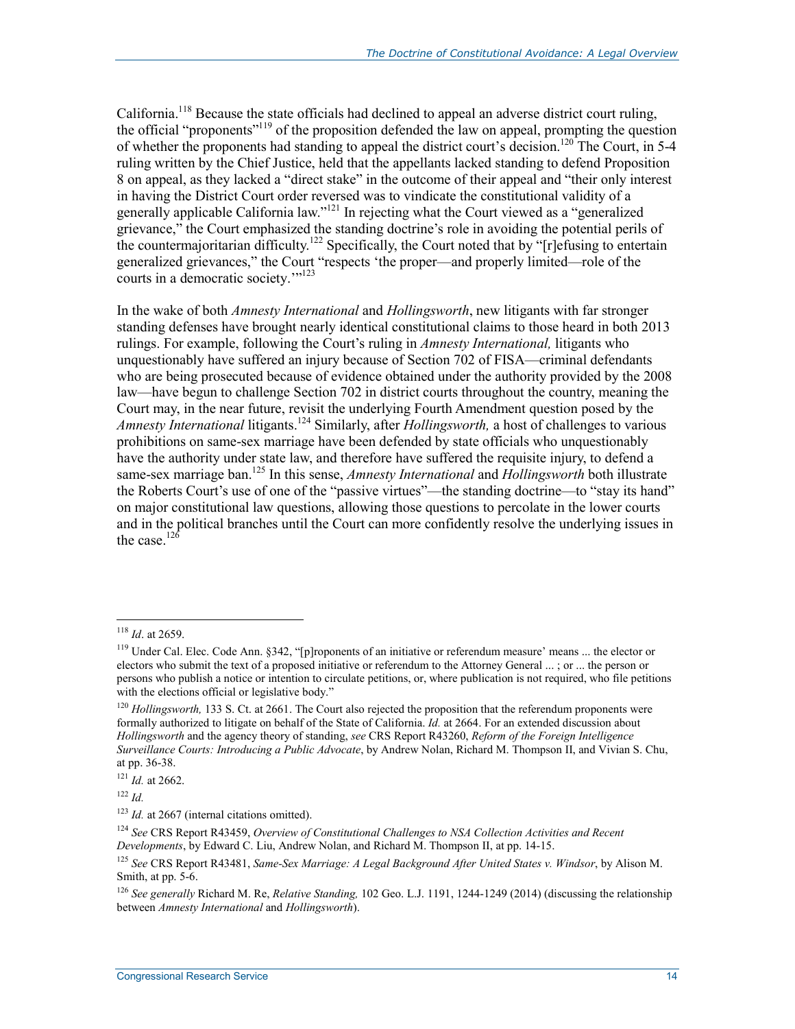California.[118] Because the state officials had declined to appeal an adverse district court ruling, the official "proponents"[119] of the proposition defended the law on appeal, prompting the question of whether the proponents had standing to appeal the district court's decision.[120] The Court, in 5-4 ruling written by the Chief Justice, held that the appellants lacked standing to defend Proposition 8 on appeal, as they lacked a "direct stake" in the outcome of their appeal and "their only interest in having the District Court order reversed was to vindicate the constitutional validity of a generally applicable California law."[121] In rejecting what the Court viewed as a "generalized grievance," the Court emphasized the standing doctrine's role in avoiding the potential perils of the countermajoritarian difficulty.[122] Specifically, the Court noted that by "[r]efusing to entertain generalized grievances," the Court "respects 'the proper—and properly limited—role of the courts in a democratic society.'"[123]

In the wake of both *Amnesty International* and *Hollingsworth*, new litigants with far stronger standing defenses have brought nearly identical constitutional claims to those heard in both 2013 rulings. For example, following the Court's ruling in *Amnesty International,* litigants who unquestionably have suffered an injury because of Section 702 of FISA—criminal defendants who are being prosecuted because of evidence obtained under the authority provided by the 2008 law—have begun to challenge Section 702 in district courts throughout the country, meaning the Court may, in the near future, revisit the underlying Fourth Amendment question posed by the *Amnesty International* litigants.[124] Similarly, after *Hollingsworth,* a host of challenges to various prohibitions on same-sex marriage have been defended by state officials who unquestionably have the authority under state law, and therefore have suffered the requisite injury, to defend a same-sex marriage ban.[125] In this sense, *Amnesty International* and *Hollingsworth* both illustrate the Roberts Court's use of one of the "passive virtues"—the standing doctrine—to "stay its hand" on major constitutional law questions, allowing those questions to percolate in the lower courts and in the political branches until the Court can more confidently resolve the underlying issues in the case.[126]

---

[118] *Id*. at 2659.

[119] Under Cal. Elec. Code Ann. §342, "[p]roponents of an initiative or referendum measure' means ... the elector or electors who submit the text of a proposed initiative or referendum to the Attorney General ... ; or ... the person or persons who publish a notice or intention to circulate petitions, or, where publication is not required, who file petitions with the elections official or legislative body."

[120] *Hollingsworth,* 133 S. Ct. at 2661. The Court also rejected the proposition that the referendum proponents were formally authorized to litigate on behalf of the State of California. *Id.* at 2664. For an extended discussion about *Hollingsworth* and the agency theory of standing, *see* CRS Report R43260, *Reform of the Foreign Intelligence Surveillance Courts: Introducing a Public Advocate*, by Andrew Nolan, Richard M. Thompson II, and Vivian S. Chu, at pp. 36-38.

[121] *Id.* at 2662.

[122] *Id.*

[123] *Id.* at 2667 (internal citations omitted).

[124] *See* CRS Report R43459, *Overview of Constitutional Challenges to NSA Collection Activities and Recent Developments*, by Edward C. Liu, Andrew Nolan, and Richard M. Thompson II, at pp. 14-15.

[125] *See* CRS Report R43481, *Same-Sex Marriage: A Legal Background After United States v. Windsor*, by Alison M. Smith, at pp. 5-6.

[126] *See generally* Richard M. Re, *Relative Standing,* 102 Geo. L.J. 1191, 1244-1249 (2014) (discussing the relationship between *Amnesty International* and *Hollingsworth*).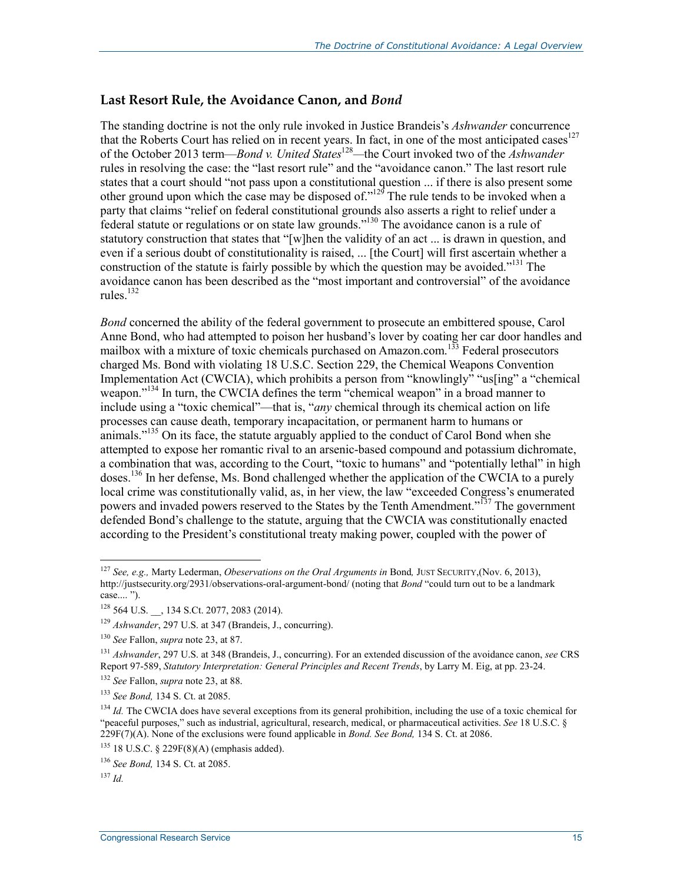## Last Resort Rule, the Avoidance Canon, and *Bond*

The standing doctrine is not the only rule invoked in Justice Brandeis's *Ashwander* concurrence that the Roberts Court has relied on in recent years. In fact, in one of the most anticipated cases[127] of the October 2013 term—*Bond v. United States*[128]—the Court invoked two of the *Ashwander* rules in resolving the case: the "last resort rule" and the "avoidance canon." The last resort rule states that a court should "not pass upon a constitutional question ... if there is also present some other ground upon which the case may be disposed of."[129] The rule tends to be invoked when a party that claims "relief on federal constitutional grounds also asserts a right to relief under a federal statute or regulations or on state law grounds."[130] The avoidance canon is a rule of statutory construction that states that "[w]hen the validity of an act ... is drawn in question, and even if a serious doubt of constitutionality is raised, ... [the Court] will first ascertain whether a construction of the statute is fairly possible by which the question may be avoided."[131] The avoidance canon has been described as the "most important and controversial" of the avoidance rules.[132]

*Bond* concerned the ability of the federal government to prosecute an embittered spouse, Carol Anne Bond, who had attempted to poison her husband's lover by coating her car door handles and mailbox with a mixture of toxic chemicals purchased on Amazon.com.[133] Federal prosecutors charged Ms. Bond with violating 18 U.S.C. Section 229, the Chemical Weapons Convention Implementation Act (CWCIA), which prohibits a person from "knowingly" "us[ing" a "chemical weapon."[134] In turn, the CWCIA defines the term "chemical weapon" in a broad manner to include using a "toxic chemical"—that is, "*any* chemical through its chemical action on life processes can cause death, temporary incapacitation, or permanent harm to humans or animals."[135] On its face, the statute arguably applied to the conduct of Carol Bond when she attempted to expose her romantic rival to an arsenic-based compound and potassium dichromate, a combination that was, according to the Court, "toxic to humans" and "potentially lethal" in high doses.[136] In her defense, Ms. Bond challenged whether the application of the CWCIA to a purely local crime was constitutionally valid, as, in her view, the law "exceeded Congress's enumerated powers and invaded powers reserved to the States by the Tenth Amendment."[137] The government defended Bond's challenge to the statute, arguing that the CWCIA was constitutionally enacted according to the President's constitutional treaty making power, coupled with the power of

---

[127] *See, e.g.,* Marty Lederman, *Obeservations on the Oral Arguments in* Bond*,* JUST SECURITY,(Nov. 6, 2013), http://justsecurity.org/2931/observations-oral-argument-bond/ (noting that *Bond* "could turn out to be a landmark case.... ").

[128] 564 U.S. __, 134 S.Ct. 2077, 2083 (2014).

[129] *Ashwander*, 297 U.S. at 347 (Brandeis, J., concurring).

[130] *See* Fallon, *supra* note 23, at 87.

[131] *Ashwander*, 297 U.S. at 348 (Brandeis, J., concurring). For an extended discussion of the avoidance canon, *see* CRS Report 97-589, *Statutory Interpretation: General Principles and Recent Trends*, by Larry M. Eig, at pp. 23-24.

[132] *See* Fallon, *supra* note 23, at 88.

[133] *See Bond,* 134 S. Ct. at 2085.

[134] *Id.* The CWCIA does have several exceptions from its general prohibition, including the use of a toxic chemical for "peaceful purposes," such as industrial, agricultural, research, medical, or pharmaceutical activities. *See* 18 U.S.C. § 229F(7)(A). None of the exclusions were found applicable in *Bond. See Bond,* 134 S. Ct. at 2086.

[135] 18 U.S.C. § 229F(8)(A) (emphasis added).

[136] *See Bond,* 134 S. Ct. at 2085.

[137] *Id.*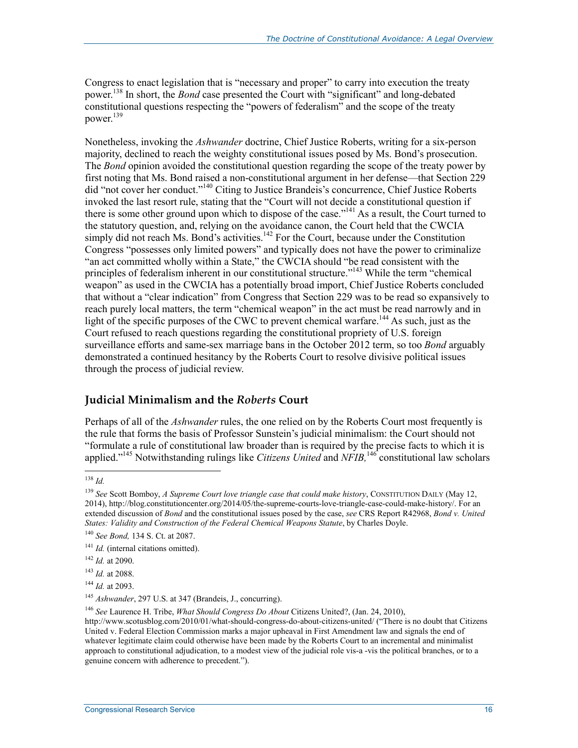Congress to enact legislation that is "necessary and proper" to carry into execution the treaty power.[138] In short, the *Bond* case presented the Court with "significant" and long-debated constitutional questions respecting the "powers of federalism" and the scope of the treaty power.[139]

Nonetheless, invoking the *Ashwander* doctrine, Chief Justice Roberts, writing for a six-person majority, declined to reach the weighty constitutional issues posed by Ms. Bond's prosecution. The *Bond* opinion avoided the constitutional question regarding the scope of the treaty power by first noting that Ms. Bond raised a non-constitutional argument in her defense—that Section 229 did "not cover her conduct."[140] Citing to Justice Brandeis's concurrence, Chief Justice Roberts invoked the last resort rule, stating that the "Court will not decide a constitutional question if there is some other ground upon which to dispose of the case."[141] As a result, the Court turned to the statutory question, and, relying on the avoidance canon, the Court held that the CWCIA simply did not reach Ms. Bond's activities.[142] For the Court, because under the Constitution Congress "possesses only limited powers" and typically does not have the power to criminalize "an act committed wholly within a State," the CWCIA should "be read consistent with the principles of federalism inherent in our constitutional structure."[143] While the term "chemical weapon" as used in the CWCIA has a potentially broad import, Chief Justice Roberts concluded that without a "clear indication" from Congress that Section 229 was to be read so expansively to reach purely local matters, the term "chemical weapon" in the act must be read narrowly and in light of the specific purposes of the CWC to prevent chemical warfare.[144] As such, just as the Court refused to reach questions regarding the constitutional propriety of U.S. foreign surveillance efforts and same-sex marriage bans in the October 2012 term, so too *Bond* arguably demonstrated a continued hesitancy by the Roberts Court to resolve divisive political issues through the process of judicial review.

## Judicial Minimalism and the *Roberts* Court

Perhaps of all of the *Ashwander* rules, the one relied on by the Roberts Court most frequently is the rule that forms the basis of Professor Sunstein's judicial minimalism: the Court should not "formulate a rule of constitutional law broader than is required by the precise facts to which it is applied."[145] Notwithstanding rulings like *Citizens United* and *NFIB,*[146] constitutional law scholars

---

[138] *Id.*

[139] *See* Scott Bomboy, *A Supreme Court love triangle case that could make history*, CONSTITUTION DAILY (May 12, 2014), http://blog.constitutioncenter.org/2014/05/the-supreme-courts-love-triangle-case-could-make-history/. For an extended discussion of *Bond* and the constitutional issues posed by the case, *see* CRS Report R42968, *Bond v. United States: Validity and Construction of the Federal Chemical Weapons Statute*, by Charles Doyle.

[140] *See Bond,* 134 S. Ct. at 2087.

[141] *Id.* (internal citations omitted).

[142] *Id.* at 2090.

[143] *Id.* at 2088.

[144] *Id.* at 2093.

[145] *Ashwander*, 297 U.S. at 347 (Brandeis, J., concurring).

[146] *See* Laurence H. Tribe, *What Should Congress Do About* Citizens United?, (Jan. 24, 2010), http://www.scotusblog.com/2010/01/what-should-congress-do-about-citizens-united/ ("There is no doubt that Citizens United v. Federal Election Commission marks a major upheaval in First Amendment law and signals the end of whatever legitimate claim could otherwise have been made by the Roberts Court to an incremental and minimalist approach to constitutional adjudication, to a modest view of the judicial role vis-a -vis the political branches, or to a genuine concern with adherence to precedent.").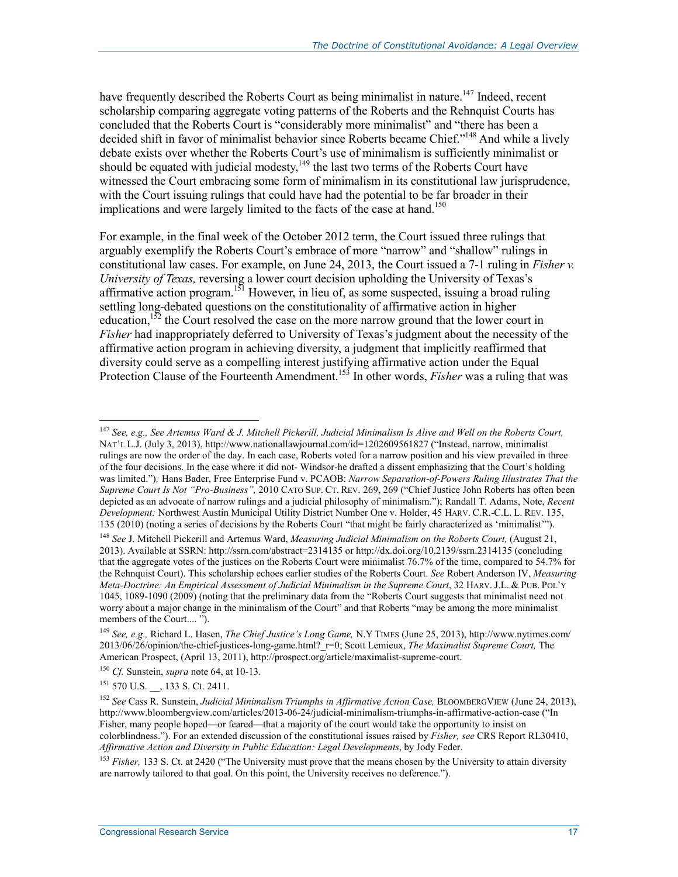have frequently described the Roberts Court as being minimalist in nature.[147] Indeed, recent scholarship comparing aggregate voting patterns of the Roberts and the Rehnquist Courts has concluded that the Roberts Court is "considerably more minimalist" and "there has been a decided shift in favor of minimalist behavior since Roberts became Chief."[148] And while a lively debate exists over whether the Roberts Court's use of minimalism is sufficiently minimalist or should be equated with judicial modesty,[149] the last two terms of the Roberts Court have witnessed the Court embracing some form of minimalism in its constitutional law jurisprudence, with the Court issuing rulings that could have had the potential to be far broader in their implications and were largely limited to the facts of the case at hand.[150]

For example, in the final week of the October 2012 term, the Court issued three rulings that arguably exemplify the Roberts Court's embrace of more "narrow" and "shallow" rulings in constitutional law cases. For example, on June 24, 2013, the Court issued a 7-1 ruling in *Fisher v. University of Texas,* reversing a lower court decision upholding the University of Texas's affirmative action program.[151] However, in lieu of, as some suspected, issuing a broad ruling settling long-debated questions on the constitutionality of affirmative action in higher education,[152] the Court resolved the case on the more narrow ground that the lower court in *Fisher* had inappropriately deferred to University of Texas's judgment about the necessity of the affirmative action program in achieving diversity, a judgment that implicitly reaffirmed that diversity could serve as a compelling interest justifying affirmative action under the Equal Protection Clause of the Fourteenth Amendment.[153] In other words, *Fisher* was a ruling that was

---

[147] *See, e.g., See Artemus Ward & J. Mitchell Pickerill, Judicial Minimalism Is Alive and Well on the Roberts Court,* NAT'L L.J. (July 3, 2013), http://www.nationallawjournal.com/id=1202609561827 ("Instead, narrow, minimalist rulings are now the order of the day. In each case, Roberts voted for a narrow position and his view prevailed in three of the four decisions. In the case where it did not- Windsor-he drafted a dissent emphasizing that the Court's holding was limited."); Hans Bader, Free Enterprise Fund v. PCAOB: *Narrow Separation-of-Powers Ruling Illustrates That the Supreme Court Is Not "Pro-Business",* 2010 CATO SUP. CT. REV. 269, 269 ("Chief Justice John Roberts has often been depicted as an advocate of narrow rulings and a judicial philosophy of minimalism."); Randall T. Adams, Note, *Recent Development:* Northwest Austin Municipal Utility District Number One v. Holder, 45 HARV. C.R.-C.L. L. REV. 135, 135 (2010) (noting a series of decisions by the Roberts Court "that might be fairly characterized as 'minimalist'").

[148] *See* J. Mitchell Pickerill and Artemus Ward, *Measuring Judicial Minimalism on the Roberts Court,* (August 21, 2013). Available at SSRN: http://ssrn.com/abstract=2314135 or http://dx.doi.org/10.2139/ssrn.2314135 (concluding that the aggregate votes of the justices on the Roberts Court were minimalist 76.7% of the time, compared to 54.7% for the Rehnquist Court). This scholarship echoes earlier studies of the Roberts Court. *See* Robert Anderson IV, *Measuring Meta-Doctrine: An Empirical Assessment of Judicial Minimalism in the Supreme Court*, 32 HARV. J.L. & PUB. POL'Y 1045, 1089-1090 (2009) (noting that the preliminary data from the "Roberts Court suggests that minimalist need not worry about a major change in the minimalism of the Court" and that Roberts "may be among the more minimalist members of the Court.... ").

[149] *See, e.g.,* Richard L. Hasen, *The Chief Justice's Long Game,* N.Y TIMES (June 25, 2013), http://www.nytimes.com/2013/06/26/opinion/the-chief-justices-long-game.html?_r=0; Scott Lemieux, *The Maximalist Supreme Court,* The American Prospect, (April 13, 2011), http://prospect.org/article/maximalist-supreme-court.

[150] *Cf.* Sunstein, *supra* note 64, at 10-13.

[151] 570 U.S. __, 133 S. Ct. 2411.

[152] *See* Cass R. Sunstein, *Judicial Minimalism Triumphs in Affirmative Action Case,* BLOOMBERGVIEW (June 24, 2013), http://www.bloombergview.com/articles/2013-06-24/judicial-minimalism-triumphs-in-affirmative-action-case ("In Fisher, many people hoped—or feared—that a majority of the court would take the opportunity to insist on colorblindness."). For an extended discussion of the constitutional issues raised by *Fisher, see* CRS Report RL30410, *Affirmative Action and Diversity in Public Education: Legal Developments*, by Jody Feder.

[153] *Fisher,* 133 S. Ct. at 2420 ("The University must prove that the means chosen by the University to attain diversity are narrowly tailored to that goal. On this point, the University receives no deference.").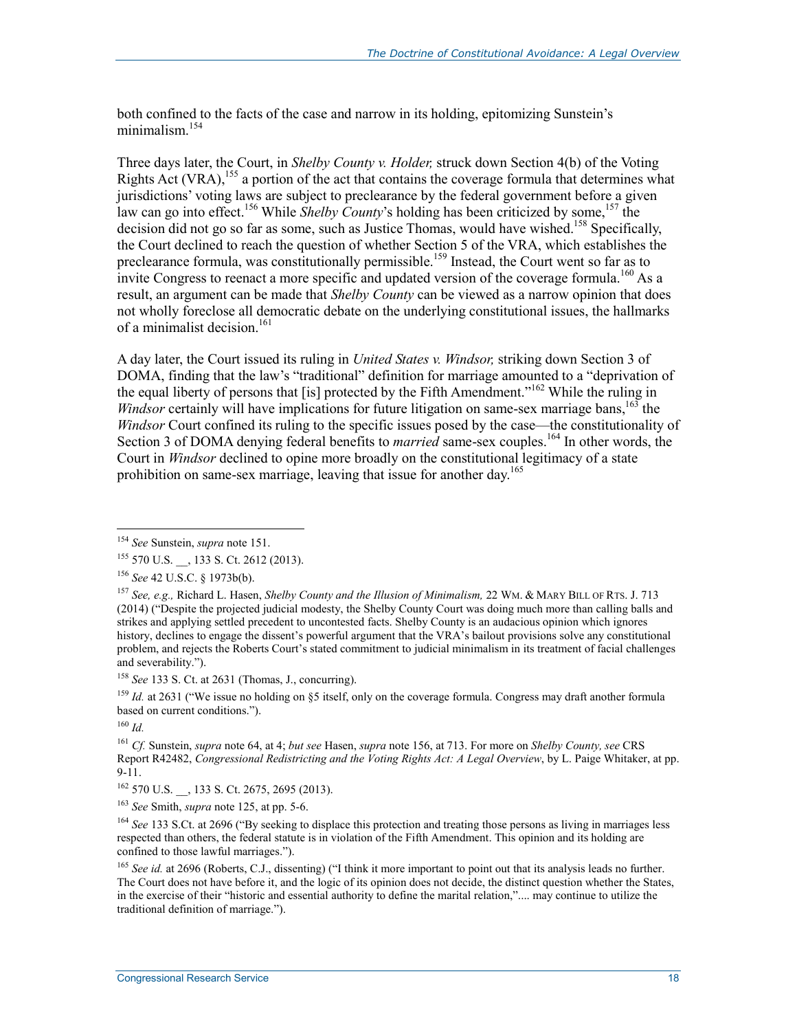both confined to the facts of the case and narrow in its holding, epitomizing Sunstein's minimalism.[154]

Three days later, the Court, in *Shelby County v. Holder,* struck down Section 4(b) of the Voting Rights Act (VRA),[155] a portion of the act that contains the coverage formula that determines what jurisdictions' voting laws are subject to preclearance by the federal government before a given law can go into effect.[156] While *Shelby County*'s holding has been criticized by some,[157] the decision did not go so far as some, such as Justice Thomas, would have wished.[158] Specifically, the Court declined to reach the question of whether Section 5 of the VRA, which establishes the preclearance formula, was constitutionally permissible.[159] Instead, the Court went so far as to invite Congress to reenact a more specific and updated version of the coverage formula.[160] As a result, an argument can be made that *Shelby County* can be viewed as a narrow opinion that does not wholly foreclose all democratic debate on the underlying constitutional issues, the hallmarks of a minimalist decision.[161]

A day later, the Court issued its ruling in *United States v. Windsor,* striking down Section 3 of DOMA, finding that the law's "traditional" definition for marriage amounted to a "deprivation of the equal liberty of persons that [is] protected by the Fifth Amendment."[162] While the ruling in *Windsor* certainly will have implications for future litigation on same-sex marriage bans,[163] the *Windsor* Court confined its ruling to the specific issues posed by the case—the constitutionality of Section 3 of DOMA denying federal benefits to *married* same-sex couples.[164] In other words, the Court in *Windsor* declined to opine more broadly on the constitutional legitimacy of a state prohibition on same-sex marriage, leaving that issue for another day.[165]

---

[154] *See* Sunstein, *supra* note 151.

[155] 570 U.S. __, 133 S. Ct. 2612 (2013).

[156] *See* 42 U.S.C. § 1973b(b).

[157] *See, e.g.,* Richard L. Hasen, *Shelby County and the Illusion of Minimalism,* 22 WM. & MARY BILL OF RTS. J. 713 (2014) ("Despite the projected judicial modesty, the Shelby County Court was doing much more than calling balls and strikes and applying settled precedent to uncontested facts. Shelby County is an audacious opinion which ignores history, declines to engage the dissent's powerful argument that the VRA's bailout provisions solve any constitutional problem, and rejects the Roberts Court's stated commitment to judicial minimalism in its treatment of facial challenges and severability.").

[158] *See* 133 S. Ct. at 2631 (Thomas, J., concurring).

[159] *Id.* at 2631 ("We issue no holding on §5 itself, only on the coverage formula. Congress may draft another formula based on current conditions.").

[160] *Id.*

[161] *Cf.* Sunstein, *supra* note 64, at 4; *but see* Hasen, *supra* note 156, at 713. For more on *Shelby County, see* CRS Report R42482, *Congressional Redistricting and the Voting Rights Act: A Legal Overview*, by L. Paige Whitaker, at pp. 9-11.

[162] 570 U.S. __, 133 S. Ct. 2675, 2695 (2013).

[163] *See* Smith, *supra* note 125, at pp. 5-6.

[164] *See* 133 S.Ct. at 2696 ("By seeking to displace this protection and treating those persons as living in marriages less respected than others, the federal statute is in violation of the Fifth Amendment. This opinion and its holding are confined to those lawful marriages.").

[165] *See id.* at 2696 (Roberts, C.J., dissenting) ("I think it more important to point out that its analysis leads no further. The Court does not have before it, and the logic of its opinion does not decide, the distinct question whether the States, in the exercise of their "historic and essential authority to define the marital relation,".... may continue to utilize the traditional definition of marriage.").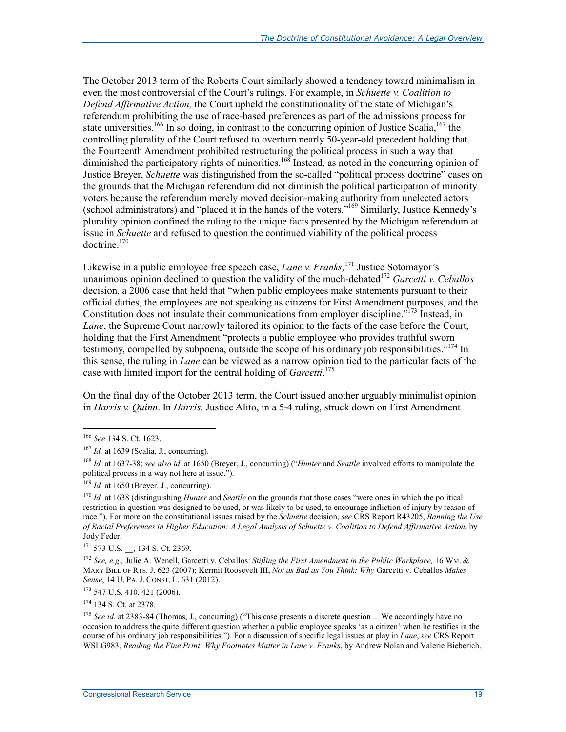The October 2013 term of the Roberts Court similarly showed a tendency toward minimalism in even the most controversial of the Court's rulings. For example, in *Schuette v. Coalition to Defend Affirmative Action,* the Court upheld the constitutionality of the state of Michigan's referendum prohibiting the use of race-based preferences as part of the admissions process for state universities.[166] In so doing, in contrast to the concurring opinion of Justice Scalia,[167] the controlling plurality of the Court refused to overturn nearly 50-year-old precedent holding that the Fourteenth Amendment prohibited restructuring the political process in such a way that diminished the participatory rights of minorities.[168] Instead, as noted in the concurring opinion of Justice Breyer, *Schuette* was distinguished from the so-called "political process doctrine" cases on the grounds that the Michigan referendum did not diminish the political participation of minority voters because the referendum merely moved decision-making authority from unelected actors (school administrators) and "placed it in the hands of the voters."[169] Similarly, Justice Kennedy's plurality opinion confined the ruling to the unique facts presented by the Michigan referendum at issue in *Schuette* and refused to question the continued viability of the political process doctrine.[170]

Likewise in a public employee free speech case, *Lane v. Franks,*[171] Justice Sotomayor's unanimous opinion declined to question the validity of the much-debated[172] *Garcetti v. Ceballos* decision, a 2006 case that held that "when public employees make statements pursuant to their official duties, the employees are not speaking as citizens for First Amendment purposes, and the Constitution does not insulate their communications from employer discipline."[173] Instead, in *Lane*, the Supreme Court narrowly tailored its opinion to the facts of the case before the Court, holding that the First Amendment "protects a public employee who provides truthful sworn testimony, compelled by subpoena, outside the scope of his ordinary job responsibilities."[174] In this sense, the ruling in *Lane* can be viewed as a narrow opinion tied to the particular facts of the case with limited import for the central holding of *Garcetti*.[175]

On the final day of the October 2013 term, the Court issued another arguably minimalist opinion in *Harris v. Quinn*. In *Harris,* Justice Alito, in a 5-4 ruling, struck down on First Amendment

---

[166] *See* 134 S. Ct. 1623.

[167] *Id.* at 1639 (Scalia, J., concurring).

[168] *Id.* at 1637-38; *see also id.* at 1650 (Breyer, J., concurring) ("*Hunter* and *Seattle* involved efforts to manipulate the political process in a way not here at issue.").

[169] *Id.* at 1650 (Breyer, J., concurring).

[170] *Id.* at 1638 (distinguishing *Hunter* and *Seattle* on the grounds that those cases "were ones in which the political restriction in question was designed to be used, or was likely to be used, to encourage infliction of injury by reason of race."). For more on the constitutional issues raised by the *Schuette* decision, *see* CRS Report R43205, *Banning the Use of Racial Preferences in Higher Education: A Legal Analysis of Schuette v. Coalition to Defend Affirmative Action*, by Jody Feder.

[171] 573 U.S. __, 134 S. Ct. 2369.

[172] *See, e.g.,* Julie A. Wenell, Garcetti v. Ceballos: *Stifling the First Amendment in the Public Workplace,* 16 WM. & MARY BILL OF RTS. J. 623 (2007); Kermit Roosevelt III, *Not as Bad as You Think: Why* Garcetti v. Ceballos *Makes Sense*, 14 U. PA. J. CONST. L. 631 (2012).

[173] 547 U.S. 410, 421 (2006).

[174] 134 S. Ct. at 2378.

[175] *See id.* at 2383-84 (Thomas, J., concurring) ("This case presents a discrete question ... We accordingly have no occasion to address the quite different question whether a public employee speaks 'as a citizen' when he testifies in the course of his ordinary job responsibilities."). For a discussion of specific legal issues at play in *Lane*, *see* CRS Report WSLG983, *Reading the Fine Print: Why Footnotes Matter in Lane v. Franks*, by Andrew Nolan and Valerie Bieberich.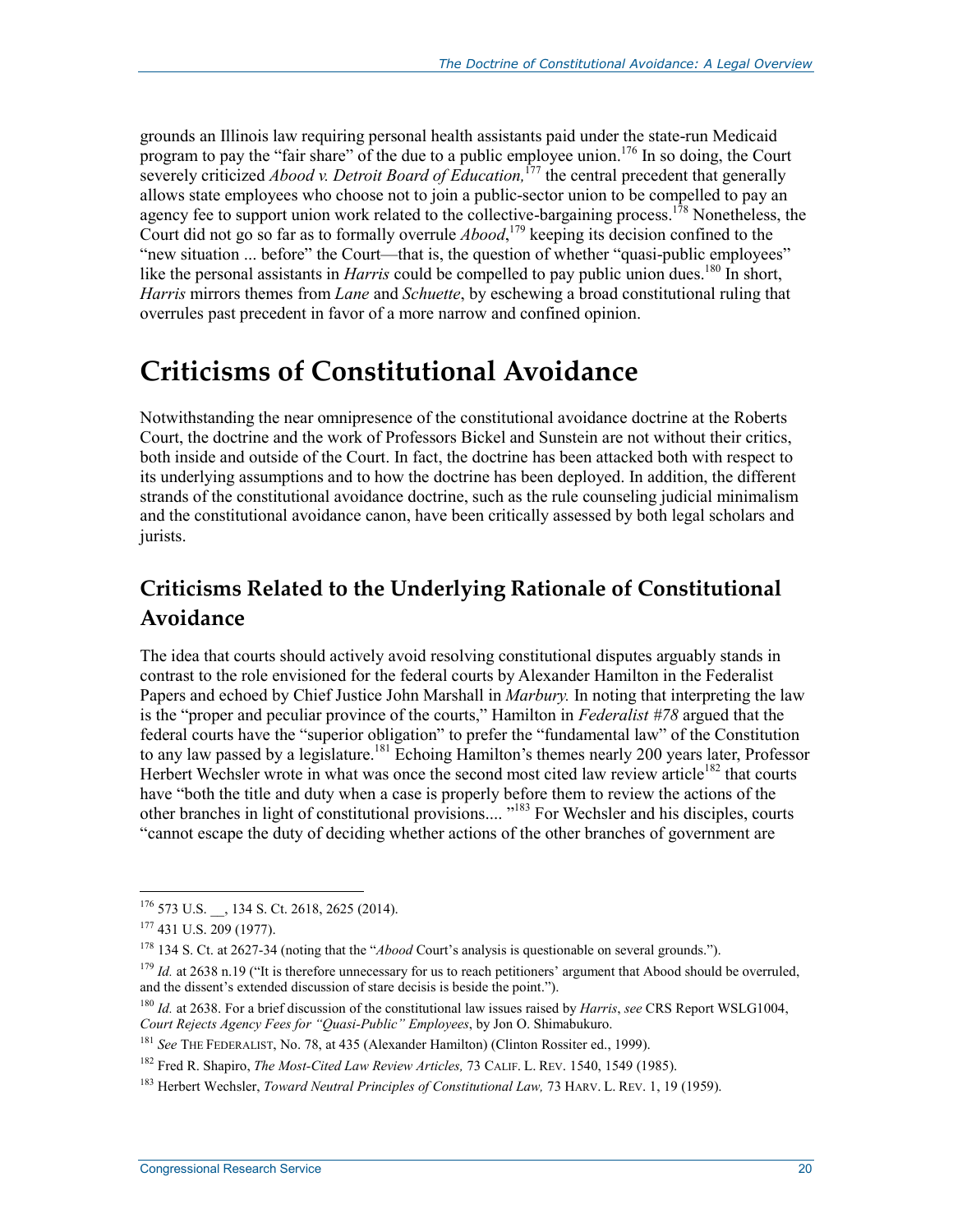grounds an Illinois law requiring personal health assistants paid under the state-run Medicaid program to pay the "fair share" of the due to a public employee union.[176] In so doing, the Court severely criticized *Abood v. Detroit Board of Education,*[177] the central precedent that generally allows state employees who choose not to join a public-sector union to be compelled to pay an agency fee to support union work related to the collective-bargaining process.[178] Nonetheless, the Court did not go so far as to formally overrule *Abood*,[179] keeping its decision confined to the "new situation ... before" the Court—that is, the question of whether "quasi-public employees" like the personal assistants in *Harris* could be compelled to pay public union dues.[180] In short, *Harris* mirrors themes from *Lane* and *Schuette*, by eschewing a broad constitutional ruling that overrules past precedent in favor of a more narrow and confined opinion.

# Criticisms of Constitutional Avoidance

Notwithstanding the near omnipresence of the constitutional avoidance doctrine at the Roberts Court, the doctrine and the work of Professors Bickel and Sunstein are not without their critics, both inside and outside of the Court. In fact, the doctrine has been attacked both with respect to its underlying assumptions and to how the doctrine has been deployed. In addition, the different strands of the constitutional avoidance doctrine, such as the rule counseling judicial minimalism and the constitutional avoidance canon, have been critically assessed by both legal scholars and jurists.

## Criticisms Related to the Underlying Rationale of Constitutional Avoidance

The idea that courts should actively avoid resolving constitutional disputes arguably stands in contrast to the role envisioned for the federal courts by Alexander Hamilton in the Federalist Papers and echoed by Chief Justice John Marshall in *Marbury.* In noting that interpreting the law is the "proper and peculiar province of the courts," Hamilton in *Federalist #78* argued that the federal courts have the "superior obligation" to prefer the "fundamental law" of the Constitution to any law passed by a legislature.[181] Echoing Hamilton's themes nearly 200 years later, Professor Herbert Wechsler wrote in what was once the second most cited law review article[182] that courts have "both the title and duty when a case is properly before them to review the actions of the other branches in light of constitutional provisions.... "[183] For Wechsler and his disciples, courts "cannot escape the duty of deciding whether actions of the other branches of government are

---

[176] 573 U.S. __, 134 S. Ct. 2618, 2625 (2014).

[177] 431 U.S. 209 (1977).

[178] 134 S. Ct. at 2627-34 (noting that the "*Abood* Court's analysis is questionable on several grounds.").

[179] *Id.* at 2638 n.19 ("It is therefore unnecessary for us to reach petitioners' argument that Abood should be overruled, and the dissent's extended discussion of stare decisis is beside the point.").

[180] *Id.* at 2638. For a brief discussion of the constitutional law issues raised by *Harris*, *see* CRS Report WSLG1004, *Court Rejects Agency Fees for "Quasi-Public" Employees*, by Jon O. Shimabukuro.

[181] *See* THE FEDERALIST, No. 78, at 435 (Alexander Hamilton) (Clinton Rossiter ed., 1999).

[182] Fred R. Shapiro, *The Most-Cited Law Review Articles,* 73 CALIF. L. REV. 1540, 1549 (1985).

[183] Herbert Wechsler, *Toward Neutral Principles of Constitutional Law,* 73 HARV. L. REV. 1, 19 (1959).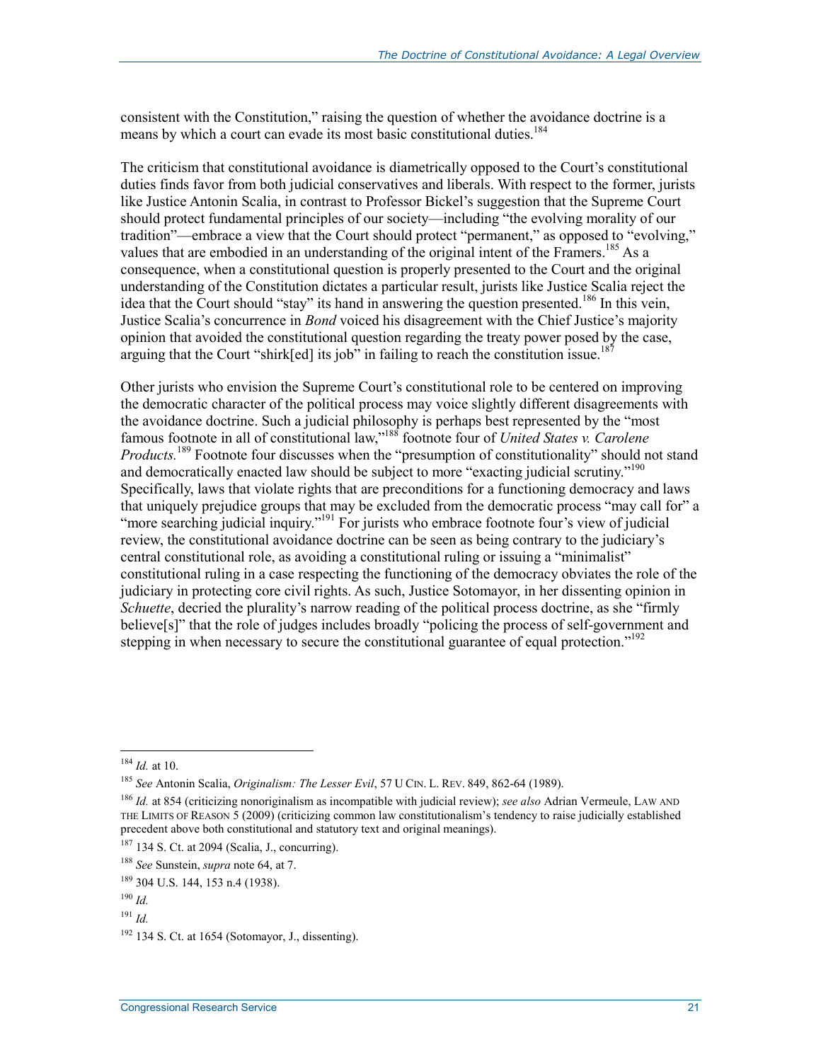consistent with the Constitution," raising the question of whether the avoidance doctrine is a means by which a court can evade its most basic constitutional duties.[184]

The criticism that constitutional avoidance is diametrically opposed to the Court's constitutional duties finds favor from both judicial conservatives and liberals. With respect to the former, jurists like Justice Antonin Scalia, in contrast to Professor Bickel's suggestion that the Supreme Court should protect fundamental principles of our society—including "the evolving morality of our tradition"—embrace a view that the Court should protect "permanent," as opposed to "evolving," values that are embodied in an understanding of the original intent of the Framers.[185] As a consequence, when a constitutional question is properly presented to the Court and the original understanding of the Constitution dictates a particular result, jurists like Justice Scalia reject the idea that the Court should "stay" its hand in answering the question presented.[186] In this vein, Justice Scalia's concurrence in *Bond* voiced his disagreement with the Chief Justice's majority opinion that avoided the constitutional question regarding the treaty power posed by the case, arguing that the Court "shirk[ed] its job" in failing to reach the constitution issue.[187]

Other jurists who envision the Supreme Court's constitutional role to be centered on improving the democratic character of the political process may voice slightly different disagreements with the avoidance doctrine. Such a judicial philosophy is perhaps best represented by the "most famous footnote in all of constitutional law,"[188] footnote four of *United States v. Carolene Products.*[189] Footnote four discusses when the "presumption of constitutionality" should not stand and democratically enacted law should be subject to more "exacting judicial scrutiny."[190] Specifically, laws that violate rights that are preconditions for a functioning democracy and laws that uniquely prejudice groups that may be excluded from the democratic process "may call for" a "more searching judicial inquiry."[191] For jurists who embrace footnote four's view of judicial review, the constitutional avoidance doctrine can be seen as being contrary to the judiciary's central constitutional role, as avoiding a constitutional ruling or issuing a "minimalist" constitutional ruling in a case respecting the functioning of the democracy obviates the role of the judiciary in protecting core civil rights. As such, Justice Sotomayor, in her dissenting opinion in *Schuette*, decried the plurality's narrow reading of the political process doctrine, as she "firmly believe[s]" that the role of judges includes broadly "policing the process of self-government and stepping in when necessary to secure the constitutional guarantee of equal protection."[192]

---

[184] *Id.* at 10.

[185] *See* Antonin Scalia, *Originalism: The Lesser Evil*, 57 U CIN. L. REV. 849, 862-64 (1989).

[186] *Id.* at 854 (criticizing nonoriginalism as incompatible with judicial review); *see also* Adrian Vermeule, LAW AND THE LIMITS OF REASON 5 (2009) (criticizing common law constitutionalism's tendency to raise judicially established precedent above both constitutional and statutory text and original meanings).

[187] 134 S. Ct. at 2094 (Scalia, J., concurring).

[188] *See* Sunstein, *supra* note 64, at 7.

[189] 304 U.S. 144, 153 n.4 (1938).

[190] *Id.*

[191] *Id.*

[192] 134 S. Ct. at 1654 (Sotomayor, J., dissenting).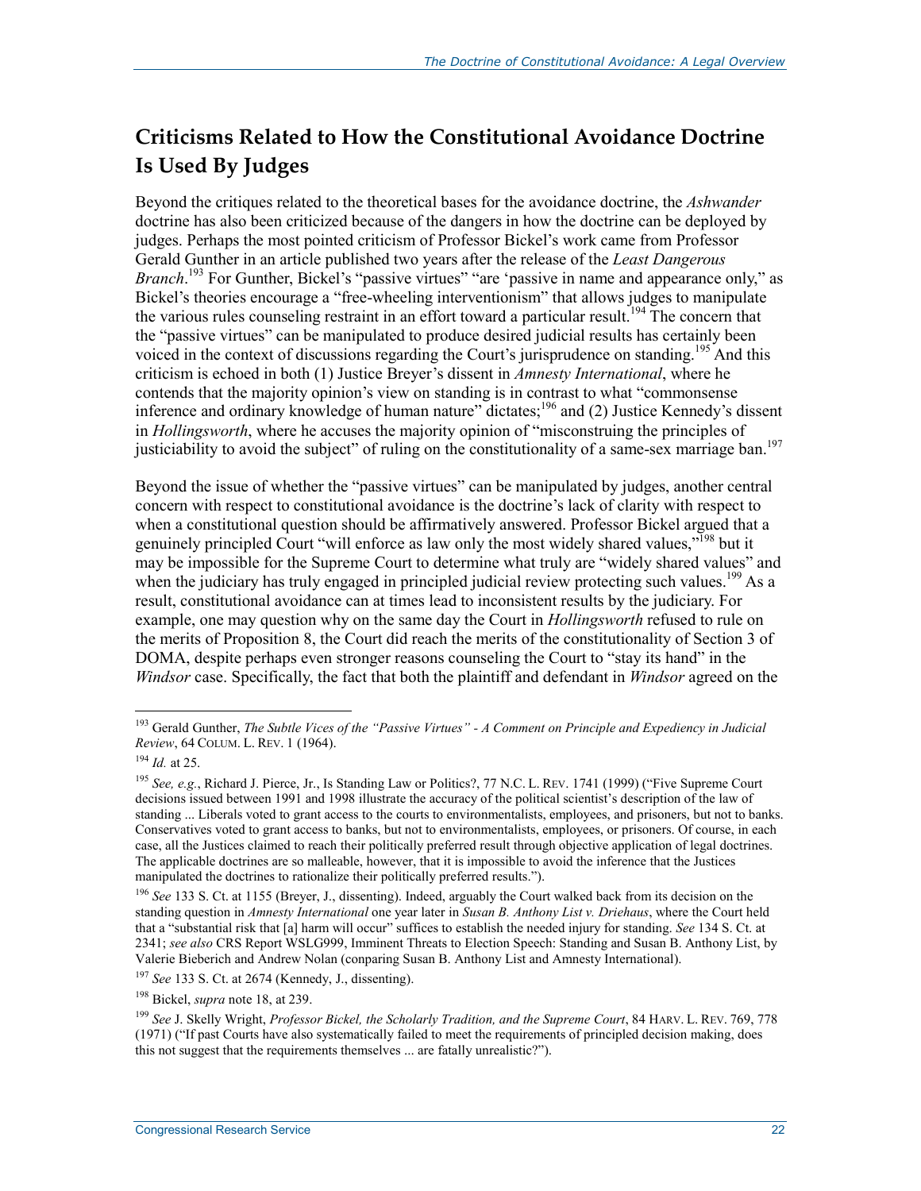## Criticisms Related to How the Constitutional Avoidance Doctrine Is Used By Judges

Beyond the critiques related to the theoretical bases for the avoidance doctrine, the *Ashwander* doctrine has also been criticized because of the dangers in how the doctrine can be deployed by judges. Perhaps the most pointed criticism of Professor Bickel's work came from Professor Gerald Gunther in an article published two years after the release of the *Least Dangerous Branch*.[193] For Gunther, Bickel's "passive virtues" "are 'passive in name and appearance only," as Bickel's theories encourage a "free-wheeling interventionism" that allows judges to manipulate the various rules counseling restraint in an effort toward a particular result.[194] The concern that the "passive virtues" can be manipulated to produce desired judicial results has certainly been voiced in the context of discussions regarding the Court's jurisprudence on standing.[195] And this criticism is echoed in both (1) Justice Breyer's dissent in *Amnesty International*, where he contends that the majority opinion's view on standing is in contrast to what "commonsense inference and ordinary knowledge of human nature" dictates;[196] and (2) Justice Kennedy's dissent in *Hollingsworth*, where he accuses the majority opinion of "misconstruing the principles of justiciability to avoid the subject" of ruling on the constitutionality of a same-sex marriage ban.[197]

Beyond the issue of whether the "passive virtues" can be manipulated by judges, another central concern with respect to constitutional avoidance is the doctrine's lack of clarity with respect to when a constitutional question should be affirmatively answered. Professor Bickel argued that a genuinely principled Court "will enforce as law only the most widely shared values,"[198] but it may be impossible for the Supreme Court to determine what truly are "widely shared values" and when the judiciary has truly engaged in principled judicial review protecting such values.[199] As a result, constitutional avoidance can at times lead to inconsistent results by the judiciary. For example, one may question why on the same day the Court in *Hollingsworth* refused to rule on the merits of Proposition 8, the Court did reach the merits of the constitutionality of Section 3 of DOMA, despite perhaps even stronger reasons counseling the Court to "stay its hand" in the *Windsor* case. Specifically, the fact that both the plaintiff and defendant in *Windsor* agreed on the

---

[193] Gerald Gunther, *The Subtle Vices of the "Passive Virtues" - A Comment on Principle and Expediency in Judicial Review*, 64 COLUM. L. REV. 1 (1964).

[194] *Id.* at 25.

[195] *See, e.g.*, Richard J. Pierce, Jr., Is Standing Law or Politics?, 77 N.C. L. REV. 1741 (1999) ("Five Supreme Court decisions issued between 1991 and 1998 illustrate the accuracy of the political scientist's description of the law of standing ... Liberals voted to grant access to the courts to environmentalists, employees, and prisoners, but not to banks. Conservatives voted to grant access to banks, but not to environmentalists, employees, or prisoners. Of course, in each case, all the Justices claimed to reach their politically preferred result through objective application of legal doctrines. The applicable doctrines are so malleable, however, that it is impossible to avoid the inference that the Justices manipulated the doctrines to rationalize their politically preferred results.").

[196] *See* 133 S. Ct. at 1155 (Breyer, J., dissenting). Indeed, arguably the Court walked back from its decision on the standing question in *Amnesty International* one year later in *Susan B. Anthony List v. Driehaus*, where the Court held that a "substantial risk that [a] harm will occur" suffices to establish the needed injury for standing. *See* 134 S. Ct. at 2341; *see also* CRS Report WSLG999, Imminent Threats to Election Speech: Standing and Susan B. Anthony List, by Valerie Bieberich and Andrew Nolan (conparing Susan B. Anthony List and Amnesty International).

[197] *See* 133 S. Ct. at 2674 (Kennedy, J., dissenting).

[198] Bickel, *supra* note 18, at 239.

[199] *See* J. Skelly Wright, *Professor Bickel, the Scholarly Tradition, and the Supreme Court*, 84 HARV. L. REV. 769, 778 (1971) ("If past Courts have also systematically failed to meet the requirements of principled decision making, does this not suggest that the requirements themselves ... are fatally unrealistic?").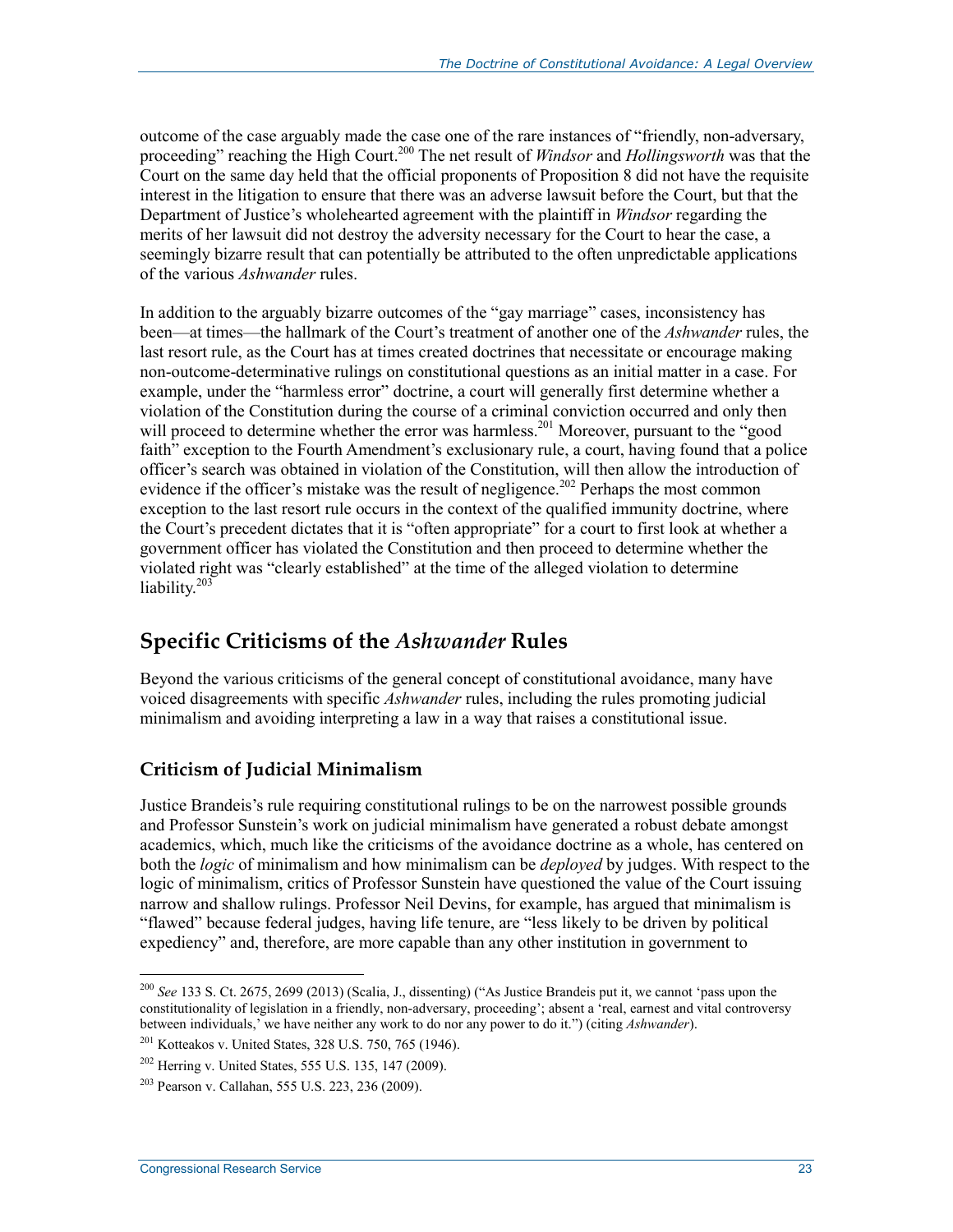outcome of the case arguably made the case one of the rare instances of "friendly, non-adversary, proceeding" reaching the High Court.[200] The net result of *Windsor* and *Hollingsworth* was that the Court on the same day held that the official proponents of Proposition 8 did not have the requisite interest in the litigation to ensure that there was an adverse lawsuit before the Court, but that the Department of Justice's wholehearted agreement with the plaintiff in *Windsor* regarding the merits of her lawsuit did not destroy the adversity necessary for the Court to hear the case, a seemingly bizarre result that can potentially be attributed to the often unpredictable applications of the various *Ashwander* rules.

In addition to the arguably bizarre outcomes of the "gay marriage" cases, inconsistency has been—at times—the hallmark of the Court's treatment of another one of the *Ashwander* rules, the last resort rule, as the Court has at times created doctrines that necessitate or encourage making non-outcome-determinative rulings on constitutional questions as an initial matter in a case. For example, under the "harmless error" doctrine, a court will generally first determine whether a violation of the Constitution during the course of a criminal conviction occurred and only then will proceed to determine whether the error was harmless.[201] Moreover, pursuant to the "good faith" exception to the Fourth Amendment's exclusionary rule, a court, having found that a police officer's search was obtained in violation of the Constitution, will then allow the introduction of evidence if the officer's mistake was the result of negligence.[202] Perhaps the most common exception to the last resort rule occurs in the context of the qualified immunity doctrine, where the Court's precedent dictates that it is "often appropriate" for a court to first look at whether a government officer has violated the Constitution and then proceed to determine whether the violated right was "clearly established" at the time of the alleged violation to determine liability.[203]

## Specific Criticisms of the *Ashwander* Rules

Beyond the various criticisms of the general concept of constitutional avoidance, many have voiced disagreements with specific *Ashwander* rules, including the rules promoting judicial minimalism and avoiding interpreting a law in a way that raises a constitutional issue.

### Criticism of Judicial Minimalism

Justice Brandeis's rule requiring constitutional rulings to be on the narrowest possible grounds and Professor Sunstein's work on judicial minimalism have generated a robust debate amongst academics, which, much like the criticisms of the avoidance doctrine as a whole, has centered on both the *logic* of minimalism and how minimalism can be *deployed* by judges. With respect to the logic of minimalism, critics of Professor Sunstein have questioned the value of the Court issuing narrow and shallow rulings. Professor Neil Devins, for example, has argued that minimalism is "flawed" because federal judges, having life tenure, are "less likely to be driven by political expediency" and, therefore, are more capable than any other institution in government to

---

[200] *See* 133 S. Ct. 2675, 2699 (2013) (Scalia, J., dissenting) ("As Justice Brandeis put it, we cannot 'pass upon the constitutionality of legislation in a friendly, non-adversary, proceeding'; absent a 'real, earnest and vital controversy between individuals,' we have neither any work to do nor any power to do it.") (citing *Ashwander*).

[201] Kotteakos v. United States, 328 U.S. 750, 765 (1946).

[202] Herring v. United States, 555 U.S. 135, 147 (2009).

[203] Pearson v. Callahan, 555 U.S. 223, 236 (2009).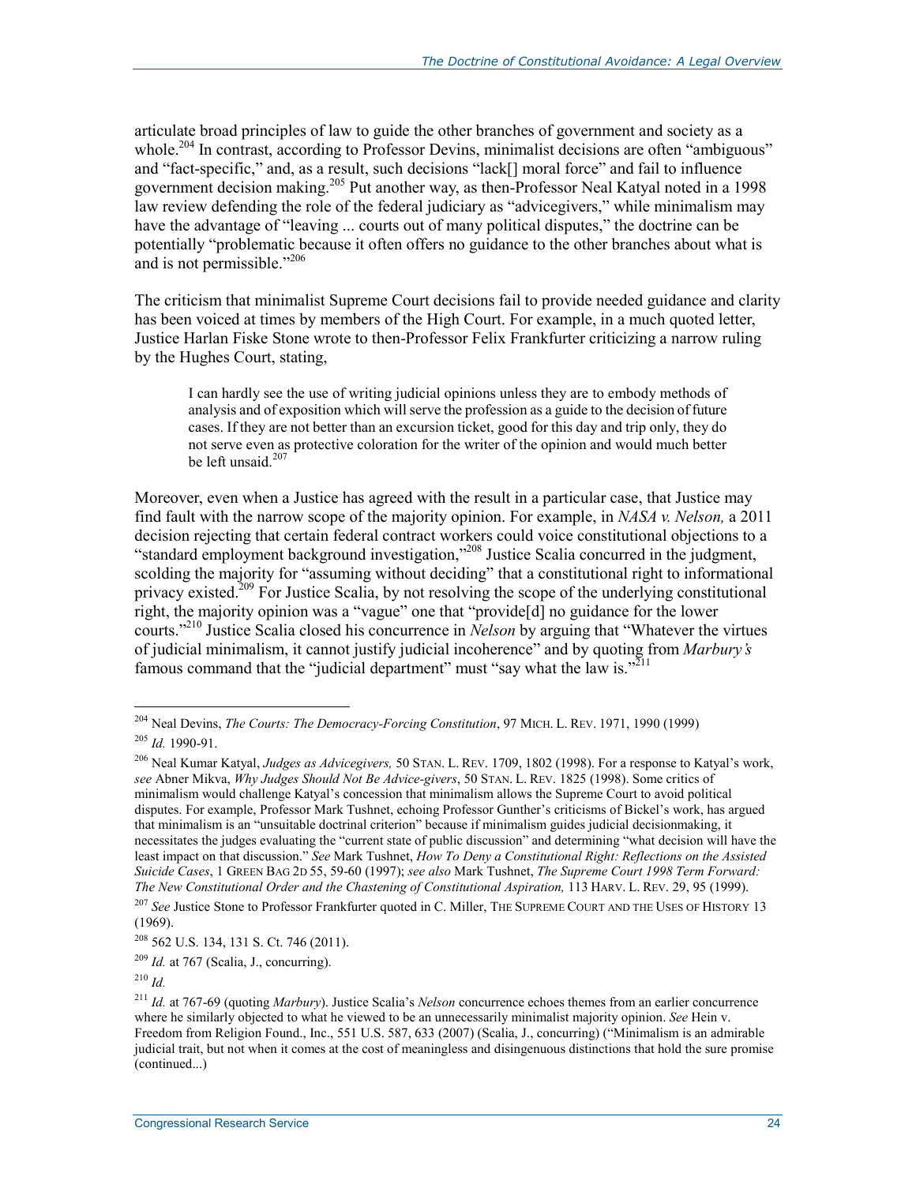articulate broad principles of law to guide the other branches of government and society as a whole.[204] In contrast, according to Professor Devins, minimalist decisions are often "ambiguous" and "fact-specific," and, as a result, such decisions "lack[] moral force" and fail to influence government decision making.[205] Put another way, as then-Professor Neal Katyal noted in a 1998 law review defending the role of the federal judiciary as "advicegivers," while minimalism may have the advantage of "leaving ... courts out of many political disputes," the doctrine can be potentially "problematic because it often offers no guidance to the other branches about what is and is not permissible."[206]

The criticism that minimalist Supreme Court decisions fail to provide needed guidance and clarity has been voiced at times by members of the High Court. For example, in a much quoted letter, Justice Harlan Fiske Stone wrote to then-Professor Felix Frankfurter criticizing a narrow ruling by the Hughes Court, stating,

> I can hardly see the use of writing judicial opinions unless they are to embody methods of analysis and of exposition which will serve the profession as a guide to the decision of future cases. If they are not better than an excursion ticket, good for this day and trip only, they do not serve even as protective coloration for the writer of the opinion and would much better be left unsaid.[207]

Moreover, even when a Justice has agreed with the result in a particular case, that Justice may find fault with the narrow scope of the majority opinion. For example, in *NASA v. Nelson,* a 2011 decision rejecting that certain federal contract workers could voice constitutional objections to a "standard employment background investigation,"[208] Justice Scalia concurred in the judgment, scolding the majority for "assuming without deciding" that a constitutional right to informational privacy existed.[209] For Justice Scalia, by not resolving the scope of the underlying constitutional right, the majority opinion was a "vague" one that "provide[d] no guidance for the lower courts."[210] Justice Scalia closed his concurrence in *Nelson* by arguing that "Whatever the virtues of judicial minimalism, it cannot justify judicial incoherence" and by quoting from *Marbury's* famous command that the "judicial department" must "say what the law is."[211]

---

[204] Neal Devins, *The Courts: The Democracy-Forcing Constitution*, 97 MICH. L. REV. 1971, 1990 (1999)

[205] *Id.* 1990-91.

[206] Neal Kumar Katyal, *Judges as Advicegivers,* 50 STAN. L. REV. 1709, 1802 (1998). For a response to Katyal's work, *see* Abner Mikva, *Why Judges Should Not Be Advice-givers*, 50 STAN. L. REV. 1825 (1998). Some critics of minimalism would challenge Katyal's concession that minimalism allows the Supreme Court to avoid political disputes. For example, Professor Mark Tushnet, echoing Professor Gunther's criticisms of Bickel's work, has argued that minimalism is an "unsuitable doctrinal criterion" because if minimalism guides judicial decisionmaking, it necessitates the judges evaluating the "current state of public discussion" and determining "what decision will have the least impact on that discussion." *See* Mark Tushnet, *How To Deny a Constitutional Right: Reflections on the Assisted Suicide Cases*, 1 GREEN BAG 2D 55, 59-60 (1997); *see also* Mark Tushnet, *The Supreme Court 1998 Term Forward: The New Constitutional Order and the Chastening of Constitutional Aspiration,* 113 HARV. L. REV. 29, 95 (1999).

[207] *See* Justice Stone to Professor Frankfurter quoted in C. Miller, THE SUPREME COURT AND THE USES OF HISTORY 13 (1969).

[208] 562 U.S. 134, 131 S. Ct. 746 (2011).

[209] *Id.* at 767 (Scalia, J., concurring).

[210] *Id.*

[211] *Id.* at 767-69 (quoting *Marbury*). Justice Scalia's *Nelson* concurrence echoes themes from an earlier concurrence where he similarly objected to what he viewed to be an unnecessarily minimalist majority opinion. *See* Hein v. Freedom from Religion Found., Inc., 551 U.S. 587, 633 (2007) (Scalia, J., concurring) ("Minimalism is an admirable judicial trait, but not when it comes at the cost of meaningless and disingenuous distinctions that hold the sure promise (continued...)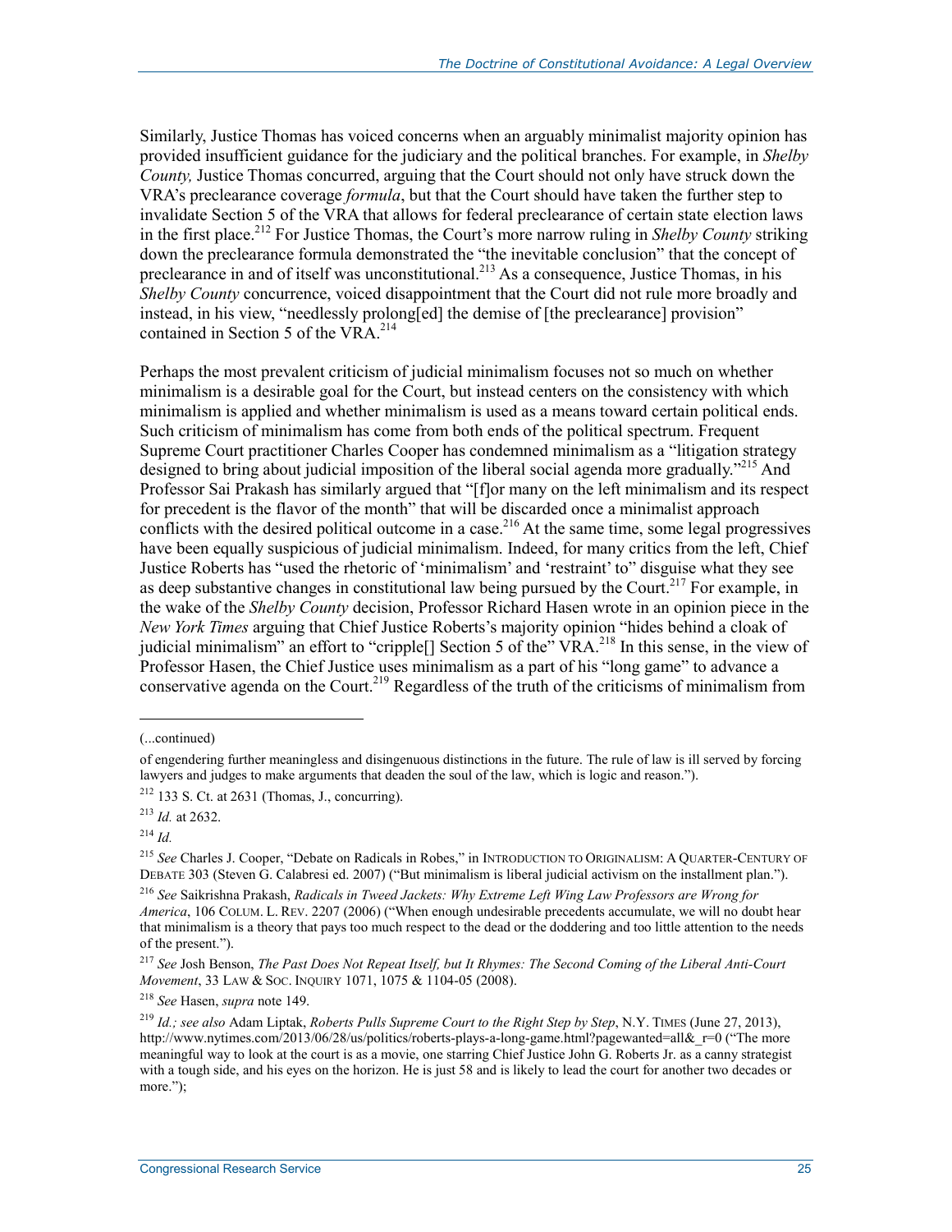Similarly, Justice Thomas has voiced concerns when an arguably minimalist majority opinion has provided insufficient guidance for the judiciary and the political branches. For example, in *Shelby County,* Justice Thomas concurred, arguing that the Court should not only have struck down the VRA's preclearance coverage *formula*, but that the Court should have taken the further step to invalidate Section 5 of the VRA that allows for federal preclearance of certain state election laws in the first place.[212] For Justice Thomas, the Court's more narrow ruling in *Shelby County* striking down the preclearance formula demonstrated the "the inevitable conclusion" that the concept of preclearance in and of itself was unconstitutional.[213] As a consequence, Justice Thomas, in his *Shelby County* concurrence, voiced disappointment that the Court did not rule more broadly and instead, in his view, "needlessly prolong[ed] the demise of [the preclearance] provision" contained in Section 5 of the VRA.[214]

Perhaps the most prevalent criticism of judicial minimalism focuses not so much on whether minimalism is a desirable goal for the Court, but instead centers on the consistency with which minimalism is applied and whether minimalism is used as a means toward certain political ends. Such criticism of minimalism has come from both ends of the political spectrum. Frequent Supreme Court practitioner Charles Cooper has condemned minimalism as a "litigation strategy designed to bring about judicial imposition of the liberal social agenda more gradually."[215] And Professor Sai Prakash has similarly argued that "[f]or many on the left minimalism and its respect for precedent is the flavor of the month" that will be discarded once a minimalist approach conflicts with the desired political outcome in a case.[216] At the same time, some legal progressives have been equally suspicious of judicial minimalism. Indeed, for many critics from the left, Chief Justice Roberts has "used the rhetoric of 'minimalism' and 'restraint' to" disguise what they see as deep substantive changes in constitutional law being pursued by the Court.[217] For example, in the wake of the *Shelby County* decision, Professor Richard Hasen wrote in an opinion piece in the *New York Times* arguing that Chief Justice Roberts's majority opinion "hides behind a cloak of judicial minimalism" an effort to "cripple[] Section 5 of the" VRA.[218] In this sense, in the view of Professor Hasen, the Chief Justice uses minimalism as a part of his "long game" to advance a conservative agenda on the Court.[219] Regardless of the truth of the criticisms of minimalism from

---

(...continued)

of engendering further meaningless and disingenuous distinctions in the future. The rule of law is ill served by forcing lawyers and judges to make arguments that deaden the soul of the law, which is logic and reason.").

[212] 133 S. Ct. at 2631 (Thomas, J., concurring).

[213] *Id.* at 2632.

[214] *Id.*

[215] *See* Charles J. Cooper, "Debate on Radicals in Robes," in INTRODUCTION TO ORIGINALISM: A QUARTER-CENTURY OF DEBATE 303 (Steven G. Calabresi ed. 2007) ("But minimalism is liberal judicial activism on the installment plan.").

[216] *See* Saikrishna Prakash, *Radicals in Tweed Jackets: Why Extreme Left Wing Law Professors are Wrong for America*, 106 COLUM. L. REV. 2207 (2006) ("When enough undesirable precedents accumulate, we will no doubt hear that minimalism is a theory that pays too much respect to the dead or the doddering and too little attention to the needs of the present.").

[217] *See* Josh Benson, *The Past Does Not Repeat Itself, but It Rhymes: The Second Coming of the Liberal Anti-Court Movement*, 33 LAW & SOC. INQUIRY 1071, 1075 & 1104-05 (2008).

[218] *See* Hasen, *supra* note 149.

[219] *Id.; see also* Adam Liptak, *Roberts Pulls Supreme Court to the Right Step by Step*, N.Y. TIMES (June 27, 2013), http://www.nytimes.com/2013/06/28/us/politics/roberts-plays-a-long-game.html?pagewanted=all&_r=0 ("The more meaningful way to look at the court is as a movie, one starring Chief Justice John G. Roberts Jr. as a canny strategist with a tough side, and his eyes on the horizon. He is just 58 and is likely to lead the court for another two decades or more.");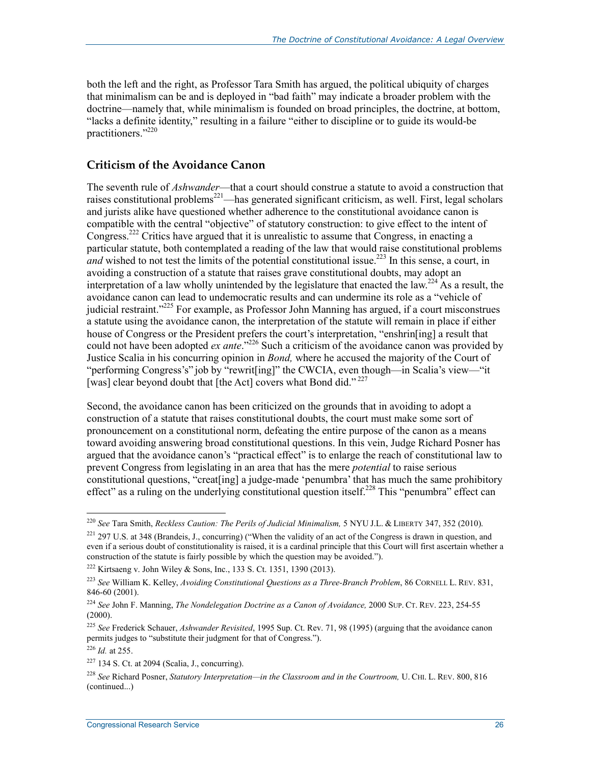both the left and the right, as Professor Tara Smith has argued, the political ubiquity of charges that minimalism can be and is deployed in "bad faith" may indicate a broader problem with the doctrine—namely that, while minimalism is founded on broad principles, the doctrine, at bottom, "lacks a definite identity," resulting in a failure "either to discipline or to guide its would-be practitioners."[220]

## Criticism of the Avoidance Canon

The seventh rule of *Ashwander*—that a court should construe a statute to avoid a construction that raises constitutional problems[221]—has generated significant criticism, as well. First, legal scholars and jurists alike have questioned whether adherence to the constitutional avoidance canon is compatible with the central "objective" of statutory construction: to give effect to the intent of Congress.[222] Critics have argued that it is unrealistic to assume that Congress, in enacting a particular statute, both contemplated a reading of the law that would raise constitutional problems *and* wished to not test the limits of the potential constitutional issue.[223] In this sense, a court, in avoiding a construction of a statute that raises grave constitutional doubts, may adopt an interpretation of a law wholly unintended by the legislature that enacted the law.[224] As a result, the avoidance canon can lead to undemocratic results and can undermine its role as a "vehicle of judicial restraint."[225] For example, as Professor John Manning has argued, if a court misconstrues a statute using the avoidance canon, the interpretation of the statute will remain in place if either house of Congress or the President prefers the court's interpretation, "enshrin[ing] a result that could not have been adopted *ex ante*."[226] Such a criticism of the avoidance canon was provided by Justice Scalia in his concurring opinion in *Bond,* where he accused the majority of the Court of "performing Congress's" job by "rewrit[ing]" the CWCIA, even though—in Scalia's view—"it [was] clear beyond doubt that [the Act] covers what Bond did."[227]

Second, the avoidance canon has been criticized on the grounds that in avoiding to adopt a construction of a statute that raises constitutional doubts, the court must make some sort of pronouncement on a constitutional norm, defeating the entire purpose of the canon as a means toward avoiding answering broad constitutional questions. In this vein, Judge Richard Posner has argued that the avoidance canon's "practical effect" is to enlarge the reach of constitutional law to prevent Congress from legislating in an area that has the mere *potential* to raise serious constitutional questions, "creat[ing] a judge-made 'penumbra' that has much the same prohibitory effect" as a ruling on the underlying constitutional question itself.[228] This "penumbra" effect can

---

[220] *See* Tara Smith, *Reckless Caution: The Perils of Judicial Minimalism,* 5 NYU J.L. & LIBERTY 347, 352 (2010).

[221] 297 U.S. at 348 (Brandeis, J., concurring) ("When the validity of an act of the Congress is drawn in question, and even if a serious doubt of constitutionality is raised, it is a cardinal principle that this Court will first ascertain whether a construction of the statute is fairly possible by which the question may be avoided.").

[222] Kirtsaeng v. John Wiley & Sons, Inc., 133 S. Ct. 1351, 1390 (2013).

[223] *See* William K. Kelley, *Avoiding Constitutional Questions as a Three-Branch Problem*, 86 CORNELL L. REV. 831, 846-60 (2001).

[224] *See* John F. Manning, *The Nondelegation Doctrine as a Canon of Avoidance,* 2000 SUP. CT. REV. 223, 254-55 (2000).

[225] *See* Frederick Schauer, *Ashwander Revisited*, 1995 Sup. Ct. Rev. 71, 98 (1995) (arguing that the avoidance canon permits judges to "substitute their judgment for that of Congress.").

[226] *Id.* at 255.

[227] 134 S. Ct. at 2094 (Scalia, J., concurring).

[228] *See* Richard Posner, *Statutory Interpretation—in the Classroom and in the Courtroom,* U. CHI. L. REV. 800, 816 (continued...)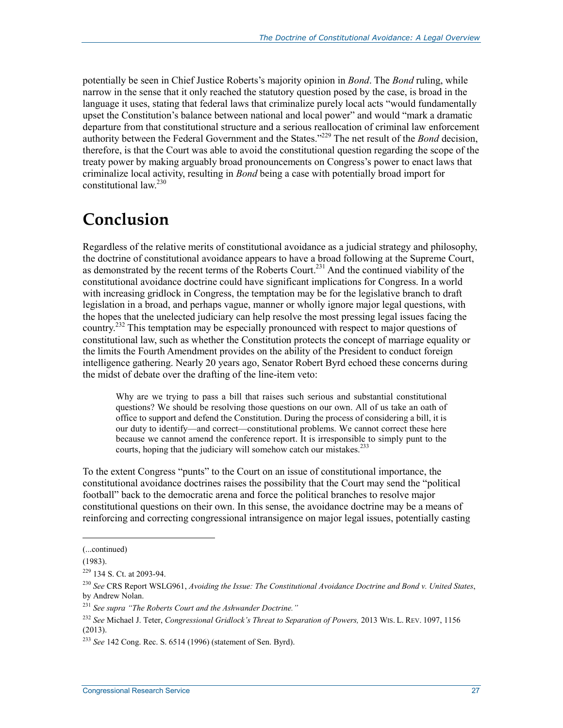potentially be seen in Chief Justice Roberts's majority opinion in *Bond*. The *Bond* ruling, while narrow in the sense that it only reached the statutory question posed by the case, is broad in the language it uses, stating that federal laws that criminalize purely local acts "would fundamentally upset the Constitution's balance between national and local power" and would "mark a dramatic departure from that constitutional structure and a serious reallocation of criminal law enforcement authority between the Federal Government and the States."[229] The net result of the *Bond* decision, therefore, is that the Court was able to avoid the constitutional question regarding the scope of the treaty power by making arguably broad pronouncements on Congress's power to enact laws that criminalize local activity, resulting in *Bond* being a case with potentially broad import for constitutional law.[230]

# Conclusion

Regardless of the relative merits of constitutional avoidance as a judicial strategy and philosophy, the doctrine of constitutional avoidance appears to have a broad following at the Supreme Court, as demonstrated by the recent terms of the Roberts Court.[231] And the continued viability of the constitutional avoidance doctrine could have significant implications for Congress. In a world with increasing gridlock in Congress, the temptation may be for the legislative branch to draft legislation in a broad, and perhaps vague, manner or wholly ignore major legal questions, with the hopes that the unelected judiciary can help resolve the most pressing legal issues facing the country.[232] This temptation may be especially pronounced with respect to major questions of constitutional law, such as whether the Constitution protects the concept of marriage equality or the limits the Fourth Amendment provides on the ability of the President to conduct foreign intelligence gathering. Nearly 20 years ago, Senator Robert Byrd echoed these concerns during the midst of debate over the drafting of the line-item veto:

> Why are we trying to pass a bill that raises such serious and substantial constitutional questions? We should be resolving those questions on our own. All of us take an oath of office to support and defend the Constitution. During the process of considering a bill, it is our duty to identify—and correct—constitutional problems. We cannot correct these here because we cannot amend the conference report. It is irresponsible to simply punt to the courts, hoping that the judiciary will somehow catch our mistakes.[233]

To the extent Congress "punts" to the Court on an issue of constitutional importance, the constitutional avoidance doctrines raises the possibility that the Court may send the "political football" back to the democratic arena and force the political branches to resolve major constitutional questions on their own. In this sense, the avoidance doctrine may be a means of reinforcing and correcting congressional intransigence on major legal issues, potentially casting

---

(...continued)

(1983).

[229] 134 S. Ct. at 2093-94.

[230] *See* CRS Report WSLG961, *Avoiding the Issue: The Constitutional Avoidance Doctrine and Bond v. United States*, by Andrew Nolan.

[231] *See supra "The Roberts Court and the Ashwander Doctrine."*

[232] *See* Michael J. Teter, *Congressional Gridlock's Threat to Separation of Powers,* 2013 WIS. L. REV. 1097, 1156 (2013).

[233] *See* 142 Cong. Rec. S. 6514 (1996) (statement of Sen. Byrd).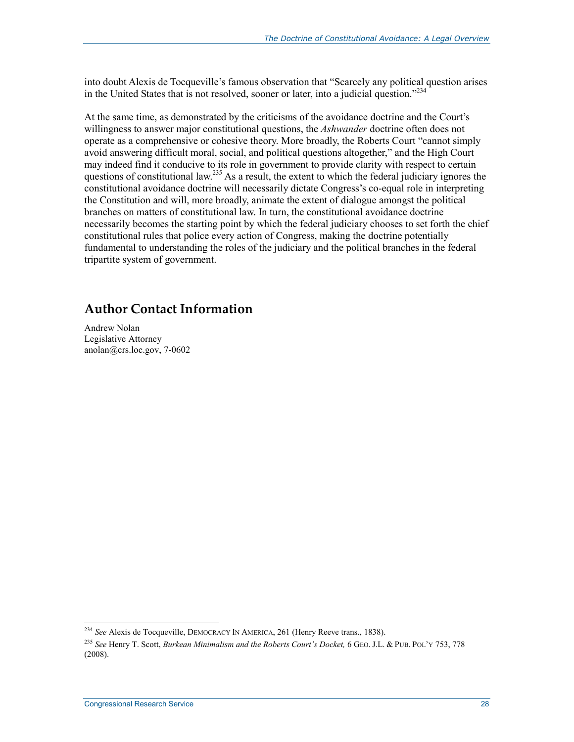into doubt Alexis de Tocqueville's famous observation that "Scarcely any political question arises in the United States that is not resolved, sooner or later, into a judicial question."[234]

At the same time, as demonstrated by the criticisms of the avoidance doctrine and the Court's willingness to answer major constitutional questions, the *Ashwander* doctrine often does not operate as a comprehensive or cohesive theory. More broadly, the Roberts Court "cannot simply avoid answering difficult moral, social, and political questions altogether," and the High Court may indeed find it conducive to its role in government to provide clarity with respect to certain questions of constitutional law.[235] As a result, the extent to which the federal judiciary ignores the constitutional avoidance doctrine will necessarily dictate Congress's co-equal role in interpreting the Constitution and will, more broadly, animate the extent of dialogue amongst the political branches on matters of constitutional law. In turn, the constitutional avoidance doctrine necessarily becomes the starting point by which the federal judiciary chooses to set forth the chief constitutional rules that police every action of Congress, making the doctrine potentially fundamental to understanding the roles of the judiciary and the political branches in the federal tripartite system of government.

## Author Contact Information

Andrew Nolan
Legislative Attorney
anolan@crs.loc.gov, 7-0602

---

[234] *See* Alexis de Tocqueville, DEMOCRACY IN AMERICA, 261 (Henry Reeve trans., 1838).

[235] *See* Henry T. Scott, *Burkean Minimalism and the Roberts Court's Docket,* 6 GEO. J.L. & PUB. POL'Y 753, 778 (2008).